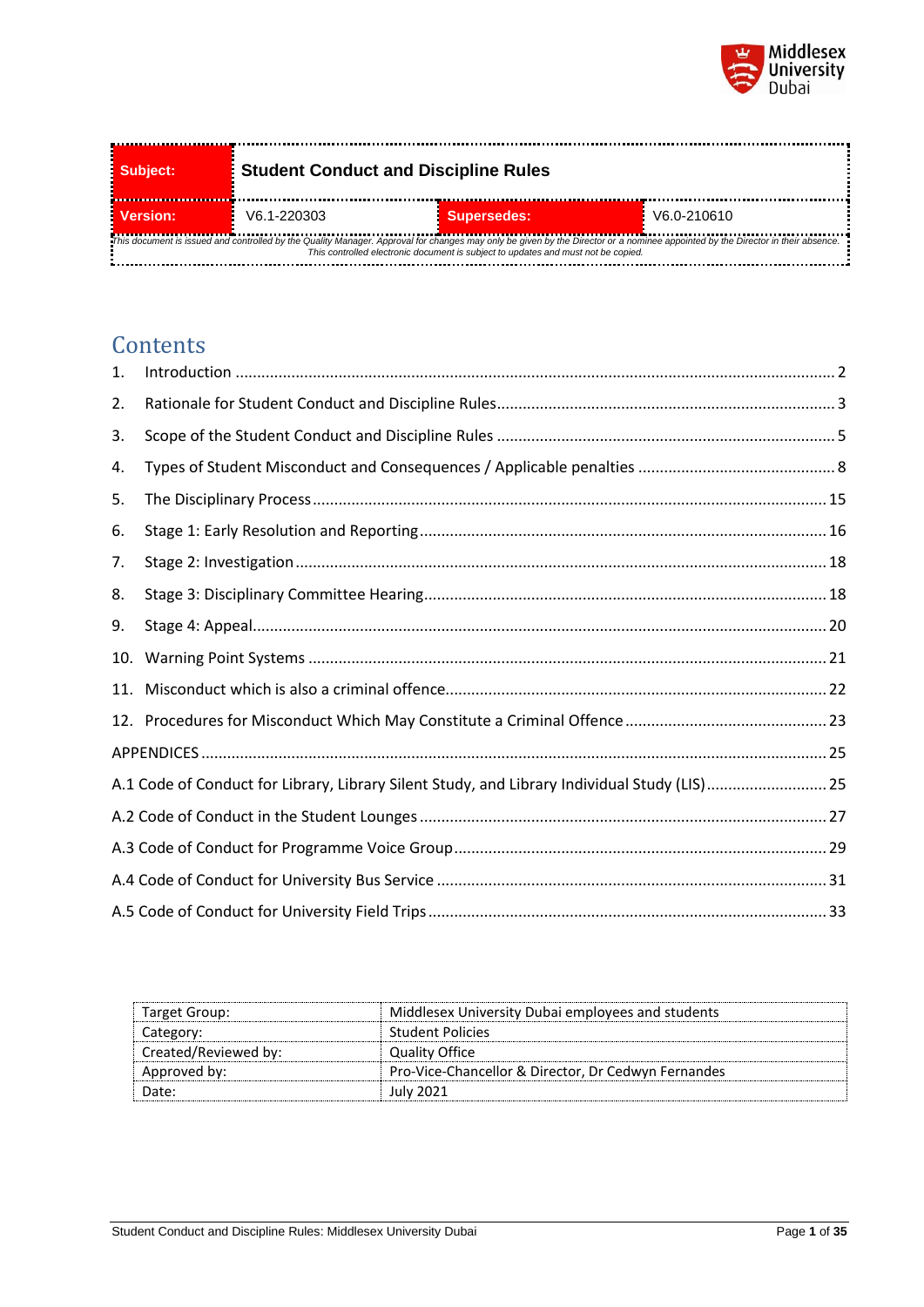| Subject: | Student Conduct and Discipline Rules | | |
|---|---|---|---|
| Version: | V6.1-220303 | Supersedes: | V6.0-210610 |

*This document is issued and controlled by the Quality Manager. Approval for changes may only be given by the Director or a nominee appointed by the Director in their absence. This controlled electronic document is subject to updates and must not be copied.*

## Contents

1. Introduction ..... 2
2. Rationale for Student Conduct and Discipline Rules ..... 3
3. Scope of the Student Conduct and Discipline Rules ..... 5
4. Types of Student Misconduct and Consequences / Applicable penalties ..... 8
5. The Disciplinary Process ..... 15
6. Stage 1: Early Resolution and Reporting ..... 16
7. Stage 2: Investigation ..... 18
8. Stage 3: Disciplinary Committee Hearing ..... 18
9. Stage 4: Appeal ..... 20
10. Warning Point Systems ..... 21
11. Misconduct which is also a criminal offence ..... 22
12. Procedures for Misconduct Which May Constitute a Criminal Offence ..... 23

APPENDICES ..... 25

A.1 Code of Conduct for Library, Library Silent Study, and Library Individual Study (LIS) ..... 25

A.2 Code of Conduct in the Student Lounges ..... 27

A.3 Code of Conduct for Programme Voice Group ..... 29

A.4 Code of Conduct for University Bus Service ..... 31

A.5 Code of Conduct for University Field Trips ..... 33

| Target Group: | Middlesex University Dubai employees and students |
|---|---|
| Category: | Student Policies |
| Created/Reviewed by: | Quality Office |
| Approved by: | Pro-Vice-Chancellor & Director, Dr Cedwyn Fernandes |
| Date: | July 2021 |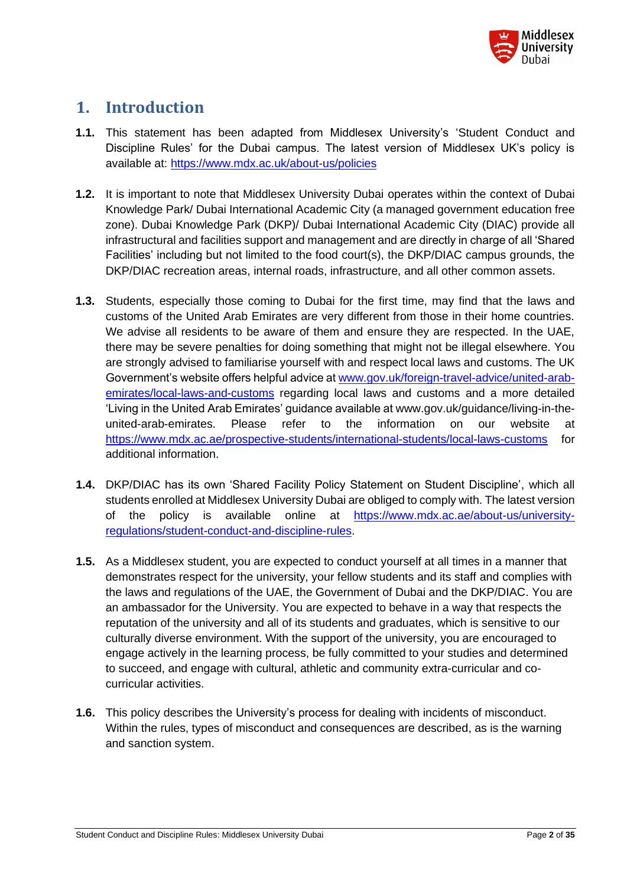# 1. Introduction

**1.1.** This statement has been adapted from Middlesex University's 'Student Conduct and Discipline Rules' for the Dubai campus. The latest version of Middlesex UK's policy is available at: https://www.mdx.ac.uk/about-us/policies

**1.2.** It is important to note that Middlesex University Dubai operates within the context of Dubai Knowledge Park/ Dubai International Academic City (a managed government education free zone). Dubai Knowledge Park (DKP)/ Dubai International Academic City (DIAC) provide all infrastructural and facilities support and management and are directly in charge of all 'Shared Facilities' including but not limited to the food court(s), the DKP/DIAC campus grounds, the DKP/DIAC recreation areas, internal roads, infrastructure, and all other common assets.

**1.3.** Students, especially those coming to Dubai for the first time, may find that the laws and customs of the United Arab Emirates are very different from those in their home countries. We advise all residents to be aware of them and ensure they are respected. In the UAE, there may be severe penalties for doing something that might not be illegal elsewhere. You are strongly advised to familiarise yourself with and respect local laws and customs. The UK Government's website offers helpful advice at www.gov.uk/foreign-travel-advice/united-arab-emirates/local-laws-and-customs regarding local laws and customs and a more detailed 'Living in the United Arab Emirates' guidance available at www.gov.uk/guidance/living-in-the-united-arab-emirates. Please refer to the information on our website at https://www.mdx.ac.ae/prospective-students/international-students/local-laws-customs for additional information.

**1.4.** DKP/DIAC has its own 'Shared Facility Policy Statement on Student Discipline', which all students enrolled at Middlesex University Dubai are obliged to comply with. The latest version of the policy is available online at https://www.mdx.ac.ae/about-us/university-regulations/student-conduct-and-discipline-rules.

**1.5.** As a Middlesex student, you are expected to conduct yourself at all times in a manner that demonstrates respect for the university, your fellow students and its staff and complies with the laws and regulations of the UAE, the Government of Dubai and the DKP/DIAC. You are an ambassador for the University. You are expected to behave in a way that respects the reputation of the university and all of its students and graduates, which is sensitive to our culturally diverse environment. With the support of the university, you are encouraged to engage actively in the learning process, be fully committed to your studies and determined to succeed, and engage with cultural, athletic and community extra-curricular and co-curricular activities.

**1.6.** This policy describes the University's process for dealing with incidents of misconduct. Within the rules, types of misconduct and consequences are described, as is the warning and sanction system.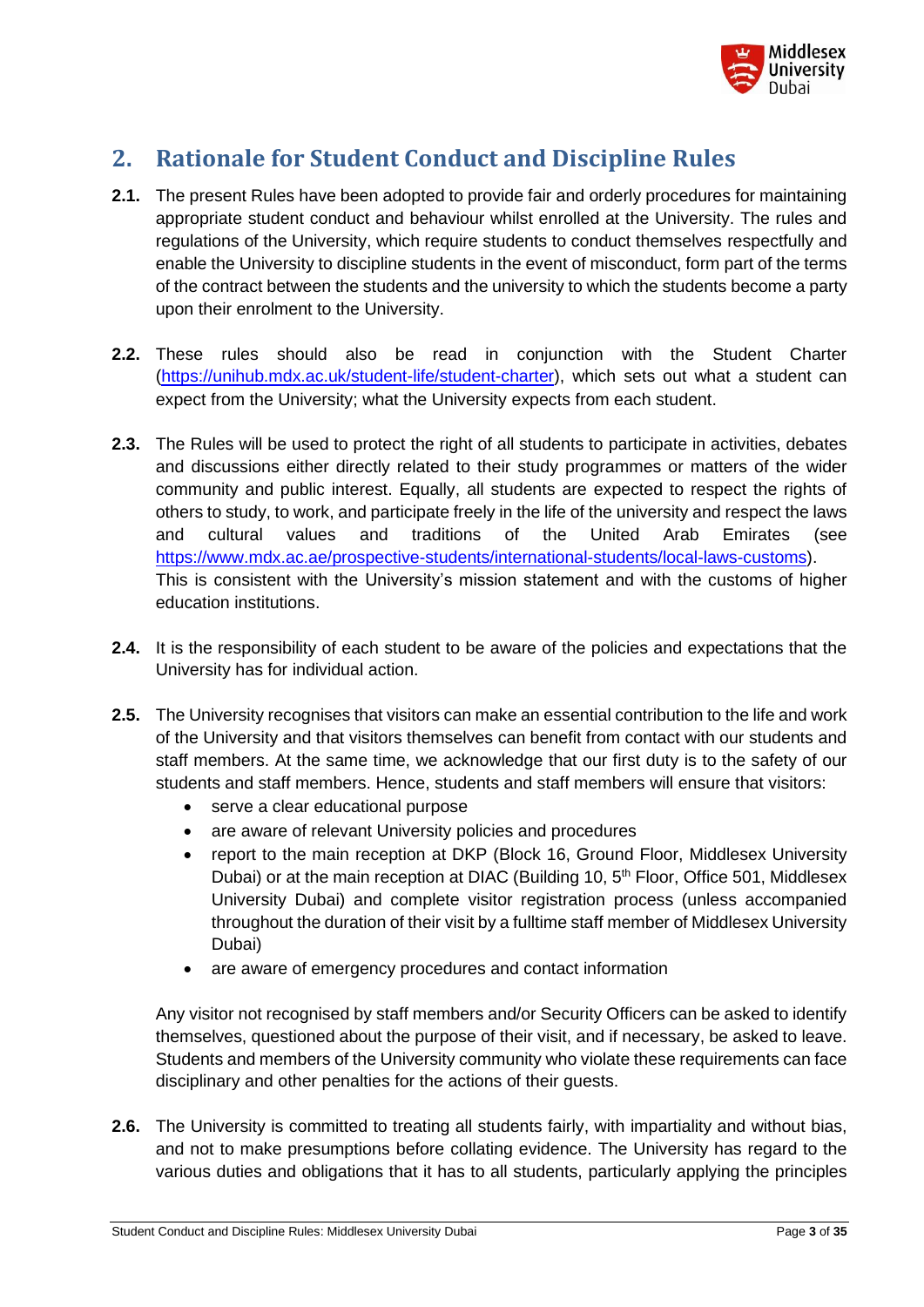## 2. Rationale for Student Conduct and Discipline Rules

**2.1.** The present Rules have been adopted to provide fair and orderly procedures for maintaining appropriate student conduct and behaviour whilst enrolled at the University. The rules and regulations of the University, which require students to conduct themselves respectfully and enable the University to discipline students in the event of misconduct, form part of the terms of the contract between the students and the university to which the students become a party upon their enrolment to the University.

**2.2.** These rules should also be read in conjunction with the Student Charter (https://unihub.mdx.ac.uk/student-life/student-charter), which sets out what a student can expect from the University; what the University expects from each student.

**2.3.** The Rules will be used to protect the right of all students to participate in activities, debates and discussions either directly related to their study programmes or matters of the wider community and public interest. Equally, all students are expected to respect the rights of others to study, to work, and participate freely in the life of the university and respect the laws and cultural values and traditions of the United Arab Emirates (see https://www.mdx.ac.ae/prospective-students/international-students/local-laws-customs). This is consistent with the University's mission statement and with the customs of higher education institutions.

**2.4.** It is the responsibility of each student to be aware of the policies and expectations that the University has for individual action.

**2.5.** The University recognises that visitors can make an essential contribution to the life and work of the University and that visitors themselves can benefit from contact with our students and staff members. At the same time, we acknowledge that our first duty is to the safety of our students and staff members. Hence, students and staff members will ensure that visitors:

- serve a clear educational purpose
- are aware of relevant University policies and procedures
- report to the main reception at DKP (Block 16, Ground Floor, Middlesex University Dubai) or at the main reception at DIAC (Building 10, 5th Floor, Office 501, Middlesex University Dubai) and complete visitor registration process (unless accompanied throughout the duration of their visit by a fulltime staff member of Middlesex University Dubai)
- are aware of emergency procedures and contact information

Any visitor not recognised by staff members and/or Security Officers can be asked to identify themselves, questioned about the purpose of their visit, and if necessary, be asked to leave. Students and members of the University community who violate these requirements can face disciplinary and other penalties for the actions of their guests.

**2.6.** The University is committed to treating all students fairly, with impartiality and without bias, and not to make presumptions before collating evidence. The University has regard to the various duties and obligations that it has to all students, particularly applying the principles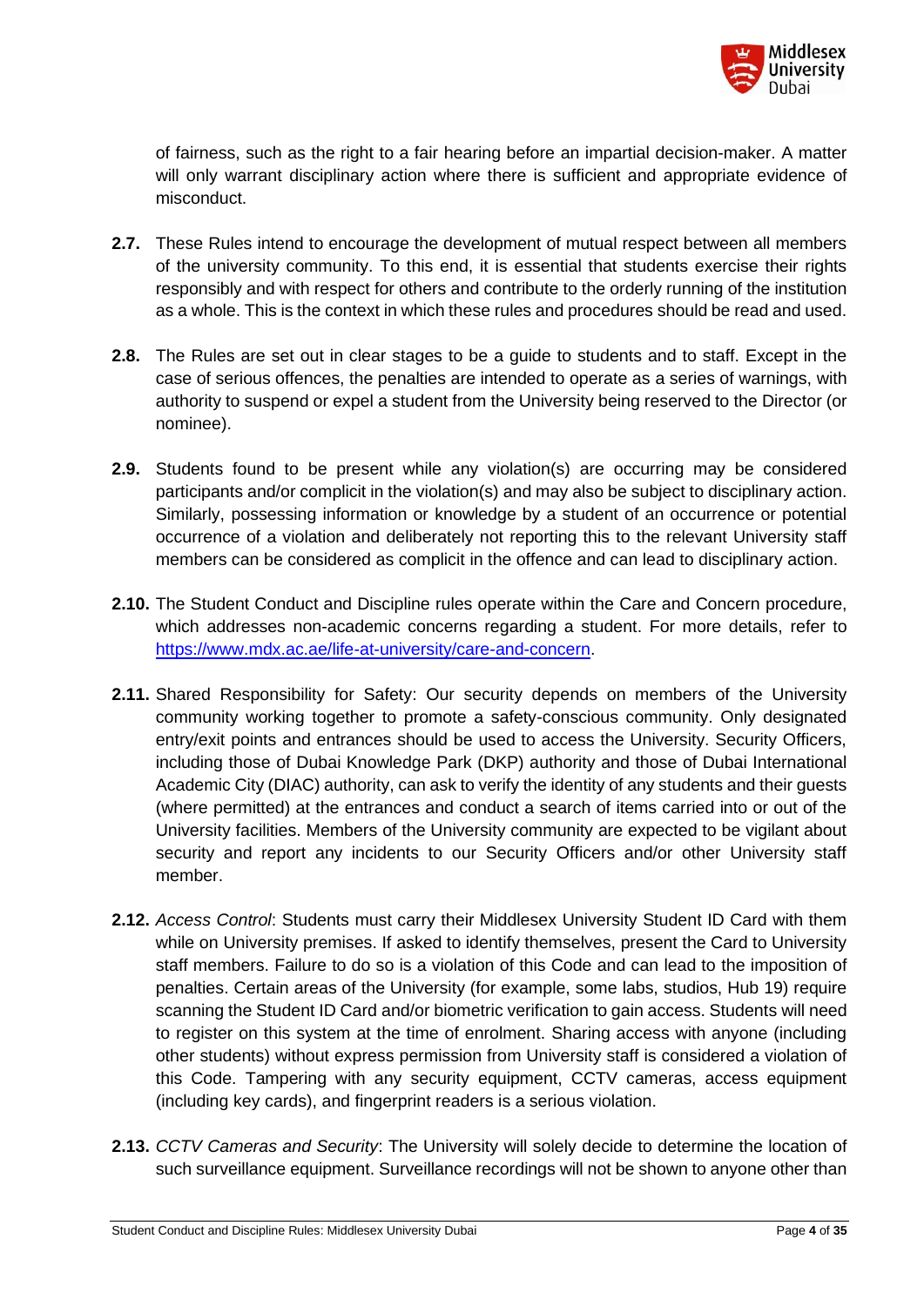of fairness, such as the right to a fair hearing before an impartial decision-maker. A matter will only warrant disciplinary action where there is sufficient and appropriate evidence of misconduct.

**2.7.** These Rules intend to encourage the development of mutual respect between all members of the university community. To this end, it is essential that students exercise their rights responsibly and with respect for others and contribute to the orderly running of the institution as a whole. This is the context in which these rules and procedures should be read and used.

**2.8.** The Rules are set out in clear stages to be a guide to students and to staff. Except in the case of serious offences, the penalties are intended to operate as a series of warnings, with authority to suspend or expel a student from the University being reserved to the Director (or nominee).

**2.9.** Students found to be present while any violation(s) are occurring may be considered participants and/or complicit in the violation(s) and may also be subject to disciplinary action. Similarly, possessing information or knowledge by a student of an occurrence or potential occurrence of a violation and deliberately not reporting this to the relevant University staff members can be considered as complicit in the offence and can lead to disciplinary action.

**2.10.** The Student Conduct and Discipline rules operate within the Care and Concern procedure, which addresses non-academic concerns regarding a student. For more details, refer to [https://www.mdx.ac.ae/life-at-university/care-and-concern](https://www.mdx.ac.ae/life-at-university/care-and-concern).

**2.11.** Shared Responsibility for Safety: Our security depends on members of the University community working together to promote a safety-conscious community. Only designated entry/exit points and entrances should be used to access the University. Security Officers, including those of Dubai Knowledge Park (DKP) authority and those of Dubai International Academic City (DIAC) authority, can ask to verify the identity of any students and their guests (where permitted) at the entrances and conduct a search of items carried into or out of the University facilities. Members of the University community are expected to be vigilant about security and report any incidents to our Security Officers and/or other University staff member.

**2.12.** *Access Control*: Students must carry their Middlesex University Student ID Card with them while on University premises. If asked to identify themselves, present the Card to University staff members. Failure to do so is a violation of this Code and can lead to the imposition of penalties. Certain areas of the University (for example, some labs, studios, Hub 19) require scanning the Student ID Card and/or biometric verification to gain access. Students will need to register on this system at the time of enrolment. Sharing access with anyone (including other students) without express permission from University staff is considered a violation of this Code. Tampering with any security equipment, CCTV cameras, access equipment (including key cards), and fingerprint readers is a serious violation.

**2.13.** *CCTV Cameras and Security*: The University will solely decide to determine the location of such surveillance equipment. Surveillance recordings will not be shown to anyone other than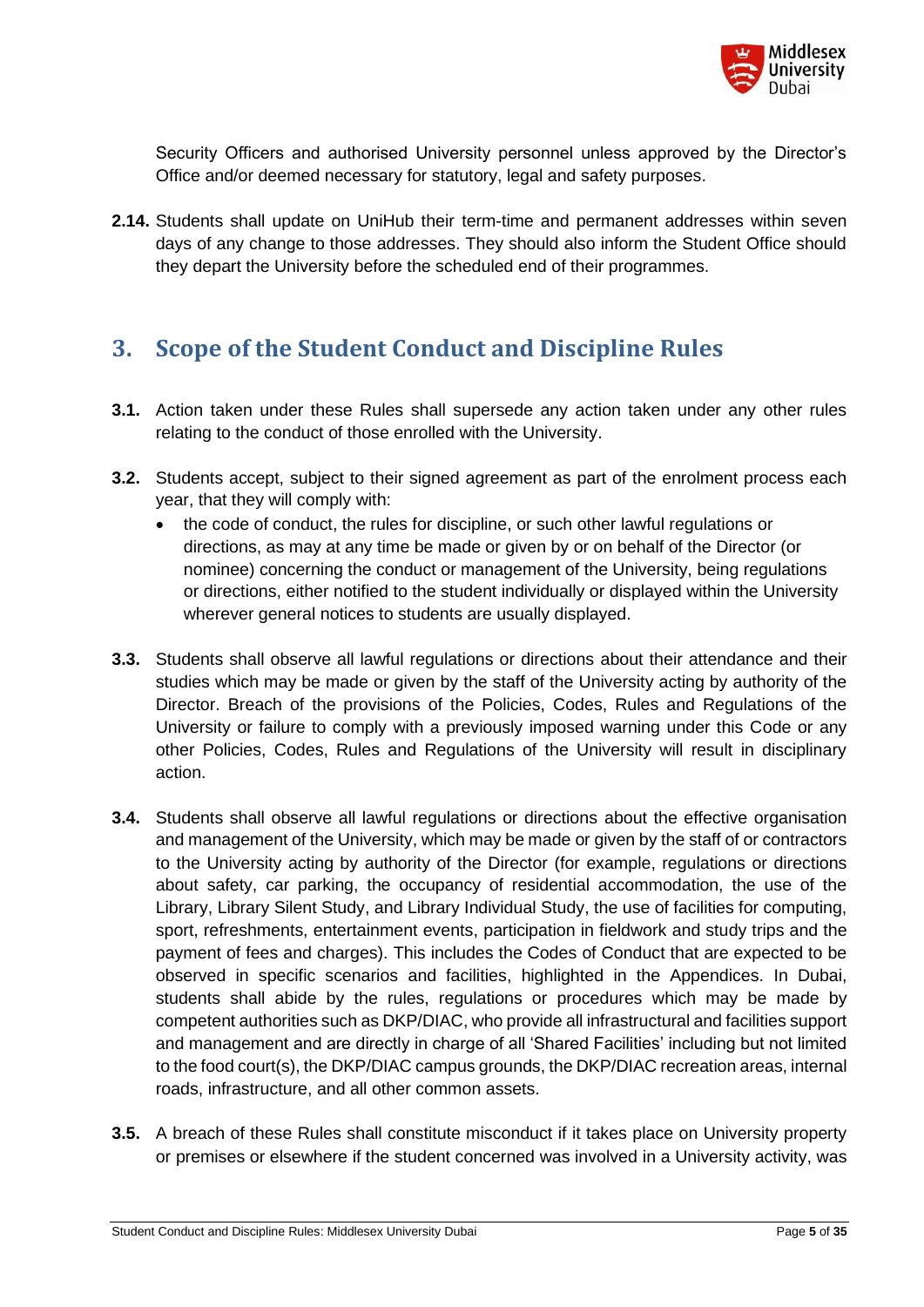Security Officers and authorised University personnel unless approved by the Director's Office and/or deemed necessary for statutory, legal and safety purposes.

**2.14.** Students shall update on UniHub their term-time and permanent addresses within seven days of any change to those addresses. They should also inform the Student Office should they depart the University before the scheduled end of their programmes.

## 3. Scope of the Student Conduct and Discipline Rules

**3.1.** Action taken under these Rules shall supersede any action taken under any other rules relating to the conduct of those enrolled with the University.

**3.2.** Students accept, subject to their signed agreement as part of the enrolment process each year, that they will comply with:

- the code of conduct, the rules for discipline, or such other lawful regulations or directions, as may at any time be made or given by or on behalf of the Director (or nominee) concerning the conduct or management of the University, being regulations or directions, either notified to the student individually or displayed within the University wherever general notices to students are usually displayed.

**3.3.** Students shall observe all lawful regulations or directions about their attendance and their studies which may be made or given by the staff of the University acting by authority of the Director. Breach of the provisions of the Policies, Codes, Rules and Regulations of the University or failure to comply with a previously imposed warning under this Code or any other Policies, Codes, Rules and Regulations of the University will result in disciplinary action.

**3.4.** Students shall observe all lawful regulations or directions about the effective organisation and management of the University, which may be made or given by the staff of or contractors to the University acting by authority of the Director (for example, regulations or directions about safety, car parking, the occupancy of residential accommodation, the use of the Library, Library Silent Study, and Library Individual Study, the use of facilities for computing, sport, refreshments, entertainment events, participation in fieldwork and study trips and the payment of fees and charges). This includes the Codes of Conduct that are expected to be observed in specific scenarios and facilities, highlighted in the Appendices. In Dubai, students shall abide by the rules, regulations or procedures which may be made by competent authorities such as DKP/DIAC, who provide all infrastructural and facilities support and management and are directly in charge of all 'Shared Facilities' including but not limited to the food court(s), the DKP/DIAC campus grounds, the DKP/DIAC recreation areas, internal roads, infrastructure, and all other common assets.

**3.5.** A breach of these Rules shall constitute misconduct if it takes place on University property or premises or elsewhere if the student concerned was involved in a University activity, was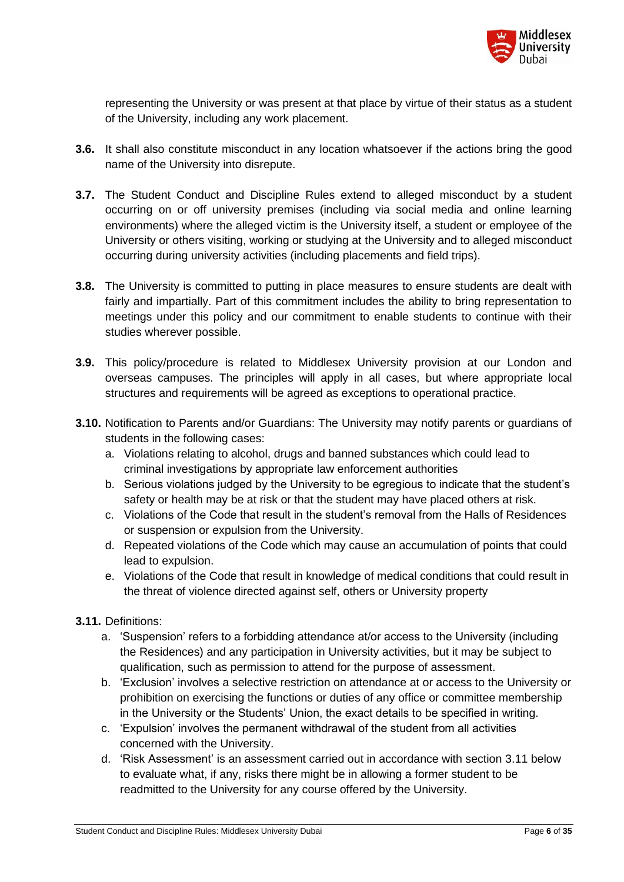representing the University or was present at that place by virtue of their status as a student of the University, including any work placement.

**3.6.** It shall also constitute misconduct in any location whatsoever if the actions bring the good name of the University into disrepute.

**3.7.** The Student Conduct and Discipline Rules extend to alleged misconduct by a student occurring on or off university premises (including via social media and online learning environments) where the alleged victim is the University itself, a student or employee of the University or others visiting, working or studying at the University and to alleged misconduct occurring during university activities (including placements and field trips).

**3.8.** The University is committed to putting in place measures to ensure students are dealt with fairly and impartially. Part of this commitment includes the ability to bring representation to meetings under this policy and our commitment to enable students to continue with their studies wherever possible.

**3.9.** This policy/procedure is related to Middlesex University provision at our London and overseas campuses. The principles will apply in all cases, but where appropriate local structures and requirements will be agreed as exceptions to operational practice.

**3.10.** Notification to Parents and/or Guardians: The University may notify parents or guardians of students in the following cases:

a. Violations relating to alcohol, drugs and banned substances which could lead to criminal investigations by appropriate law enforcement authorities
b. Serious violations judged by the University to be egregious to indicate that the student's safety or health may be at risk or that the student may have placed others at risk.
c. Violations of the Code that result in the student's removal from the Halls of Residences or suspension or expulsion from the University.
d. Repeated violations of the Code which may cause an accumulation of points that could lead to expulsion.
e. Violations of the Code that result in knowledge of medical conditions that could result in the threat of violence directed against self, others or University property

**3.11.** Definitions:

a. 'Suspension' refers to a forbidding attendance at/or access to the University (including the Residences) and any participation in University activities, but it may be subject to qualification, such as permission to attend for the purpose of assessment.
b. 'Exclusion' involves a selective restriction on attendance at or access to the University or prohibition on exercising the functions or duties of any office or committee membership in the University or the Students' Union, the exact details to be specified in writing.
c. 'Expulsion' involves the permanent withdrawal of the student from all activities concerned with the University.
d. 'Risk Assessment' is an assessment carried out in accordance with section 3.11 below to evaluate what, if any, risks there might be in allowing a former student to be readmitted to the University for any course offered by the University.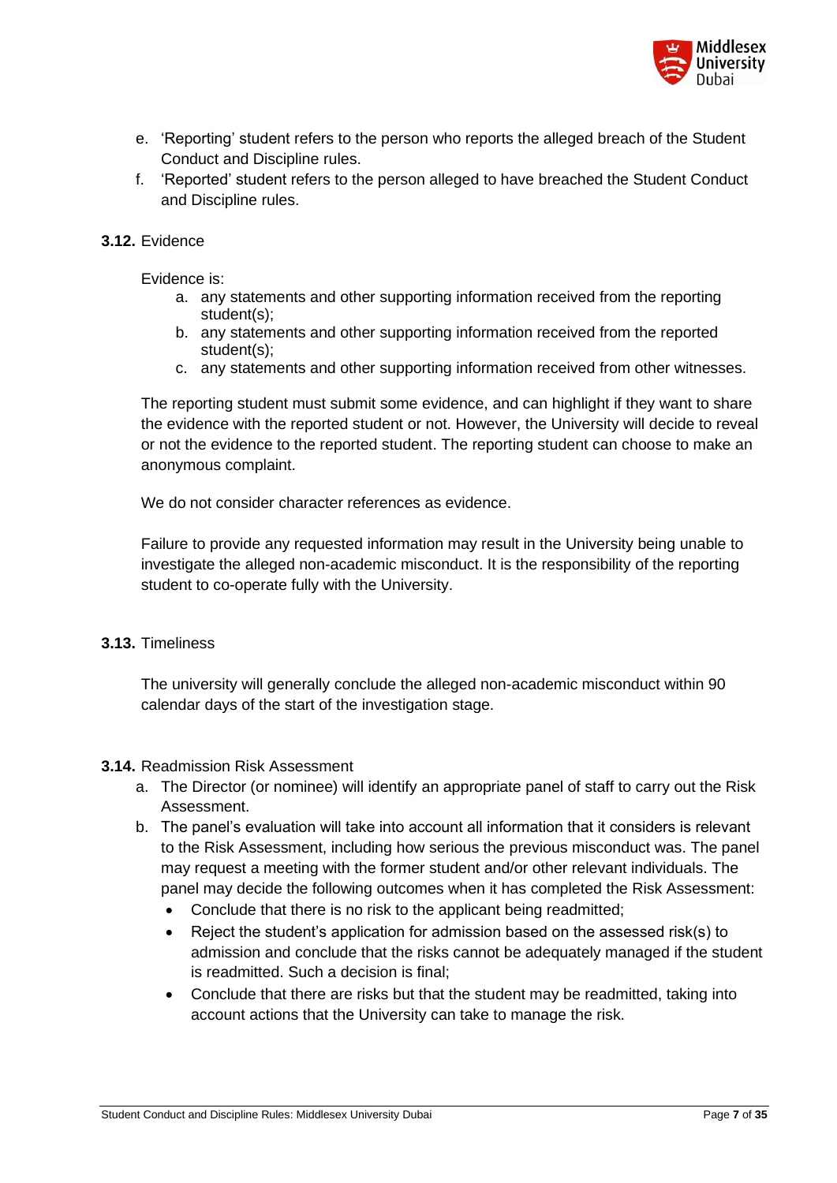e. ‘Reporting’ student refers to the person who reports the alleged breach of the Student Conduct and Discipline rules.
f. ‘Reported’ student refers to the person alleged to have breached the Student Conduct and Discipline rules.

**3.12.** Evidence

Evidence is:

a. any statements and other supporting information received from the reporting student(s);
b. any statements and other supporting information received from the reported student(s);
c. any statements and other supporting information received from other witnesses.

The reporting student must submit some evidence, and can highlight if they want to share the evidence with the reported student or not. However, the University will decide to reveal or not the evidence to the reported student. The reporting student can choose to make an anonymous complaint.

We do not consider character references as evidence.

Failure to provide any requested information may result in the University being unable to investigate the alleged non-academic misconduct. It is the responsibility of the reporting student to co-operate fully with the University.

**3.13.** Timeliness

The university will generally conclude the alleged non-academic misconduct within 90 calendar days of the start of the investigation stage.

**3.14.** Readmission Risk Assessment

a. The Director (or nominee) will identify an appropriate panel of staff to carry out the Risk Assessment.
b. The panel’s evaluation will take into account all information that it considers is relevant to the Risk Assessment, including how serious the previous misconduct was. The panel may request a meeting with the former student and/or other relevant individuals. The panel may decide the following outcomes when it has completed the Risk Assessment:
   - Conclude that there is no risk to the applicant being readmitted;
   - Reject the student’s application for admission based on the assessed risk(s) to admission and conclude that the risks cannot be adequately managed if the student is readmitted. Such a decision is final;
   - Conclude that there are risks but that the student may be readmitted, taking into account actions that the University can take to manage the risk.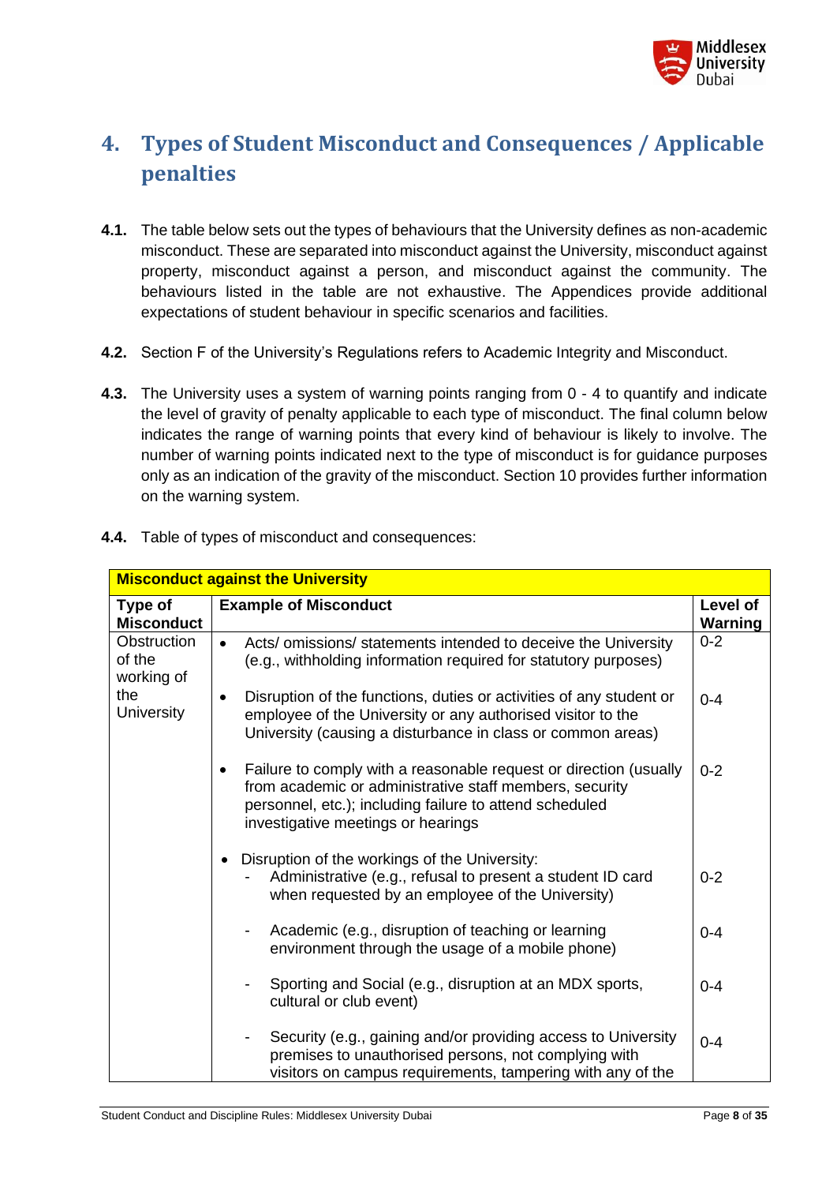## 4. Types of Student Misconduct and Consequences / Applicable penalties

**4.1.** The table below sets out the types of behaviours that the University defines as non-academic misconduct. These are separated into misconduct against the University, misconduct against property, misconduct against a person, and misconduct against the community. The behaviours listed in the table are not exhaustive. The Appendices provide additional expectations of student behaviour in specific scenarios and facilities.

**4.2.** Section F of the University's Regulations refers to Academic Integrity and Misconduct.

**4.3.** The University uses a system of warning points ranging from 0 - 4 to quantify and indicate the level of gravity of penalty applicable to each type of misconduct. The final column below indicates the range of warning points that every kind of behaviour is likely to involve. The number of warning points indicated next to the type of misconduct is for guidance purposes only as an indication of the gravity of the misconduct. Section 10 provides further information on the warning system.

**4.4.** Table of types of misconduct and consequences:

| **Misconduct against the University** | | |
|---|---|---|
| **Type of Misconduct** | **Example of Misconduct** | **Level of Warning** |
| Obstruction of the working of the University | • Acts/ omissions/ statements intended to deceive the University (e.g., withholding information required for statutory purposes) | 0-2 |
| | • Disruption of the functions, duties or activities of any student or employee of the University or any authorised visitor to the University (causing a disturbance in class or common areas) | 0-4 |
| | • Failure to comply with a reasonable request or direction (usually from academic or administrative staff members, security personnel, etc.); including failure to attend scheduled investigative meetings or hearings | 0-2 |
| | • Disruption of the workings of the University: | |
| | - Administrative (e.g., refusal to present a student ID card when requested by an employee of the University) | 0-2 |
| | - Academic (e.g., disruption of teaching or learning environment through the usage of a mobile phone) | 0-4 |
| | - Sporting and Social (e.g., disruption at an MDX sports, cultural or club event) | 0-4 |
| | - Security (e.g., gaining and/or providing access to University premises to unauthorised persons, not complying with visitors on campus requirements, tampering with any of the | 0-4 |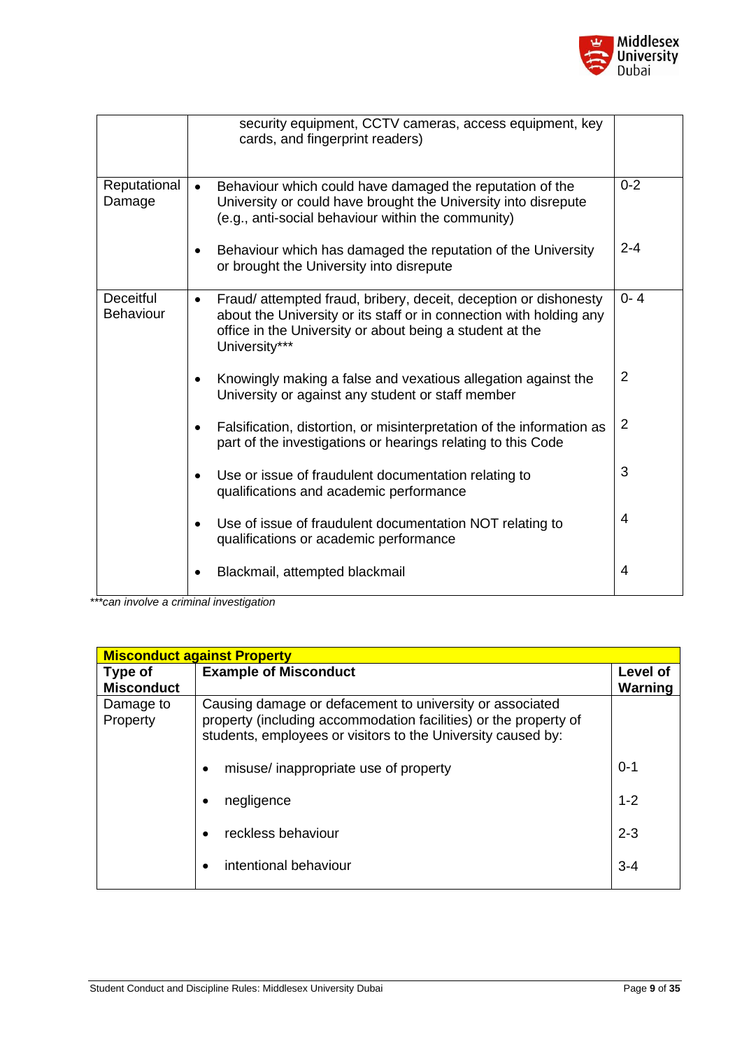| | | |
|---|---|---|
| | security equipment, CCTV cameras, access equipment, key cards, and fingerprint readers) | |
| Reputational Damage | • Behaviour which could have damaged the reputation of the University or could have brought the University into disrepute (e.g., anti-social behaviour within the community) | 0-2 |
| | • Behaviour which has damaged the reputation of the University or brought the University into disrepute | 2-4 |
| Deceitful Behaviour | • Fraud/ attempted fraud, bribery, deceit, deception or dishonesty about the University or its staff or in connection with holding any office in the University or about being a student at the University*** | 0- 4 |
| | • Knowingly making a false and vexatious allegation against the University or against any student or staff member | 2 |
| | • Falsification, distortion, or misinterpretation of the information as part of the investigations or hearings relating to this Code | 2 |
| | • Use or issue of fraudulent documentation relating to qualifications and academic performance | 3 |
| | • Use of issue of fraudulent documentation NOT relating to qualifications or academic performance | 4 |
| | • Blackmail, attempted blackmail | 4 |

*\*\*\*can involve a criminal investigation*

| **Misconduct against Property** | | |
|---|---|---|
| **Type of Misconduct** | **Example of Misconduct** | **Level of Warning** |
| Damage to Property | Causing damage or defacement to university or associated property (including accommodation facilities) or the property of students, employees or visitors to the University caused by: | |
| | • misuse/ inappropriate use of property | 0-1 |
| | • negligence | 1-2 |
| | • reckless behaviour | 2-3 |
| | • intentional behaviour | 3-4 |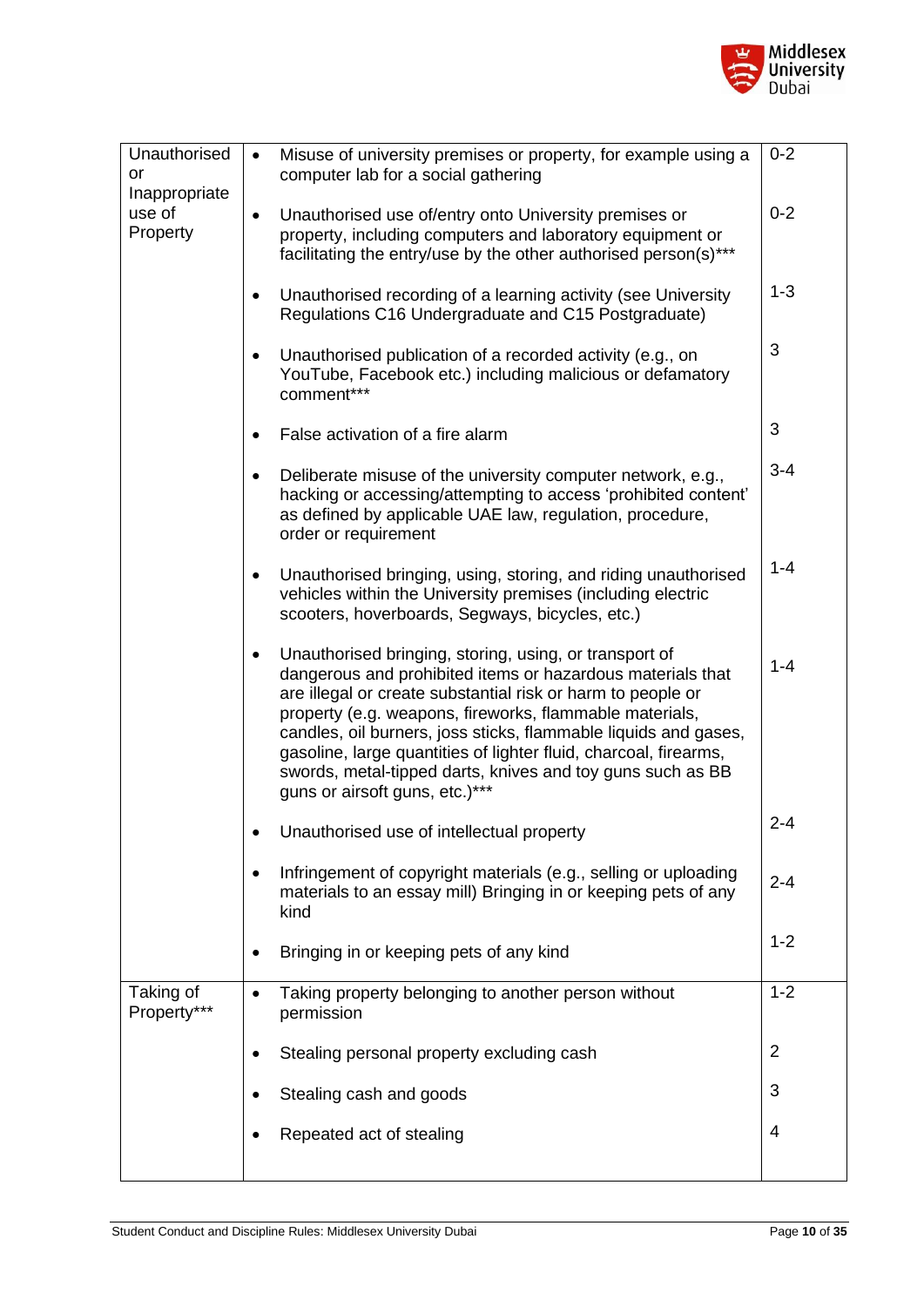| Unauthorised or Inappropriate use of Property | • Misuse of university premises or property, for example using a computer lab for a social gathering | 0-2 |
|---|---|---|
| | • Unauthorised use of/entry onto University premises or property, including computers and laboratory equipment or facilitating the entry/use by the other authorised person(s)*** | 0-2 |
| | • Unauthorised recording of a learning activity (see University Regulations C16 Undergraduate and C15 Postgraduate) | 1-3 |
| | • Unauthorised publication of a recorded activity (e.g., on YouTube, Facebook etc.) including malicious or defamatory comment*** | 3 |
| | • False activation of a fire alarm | 3 |
| | • Deliberate misuse of the university computer network, e.g., hacking or accessing/attempting to access 'prohibited content' as defined by applicable UAE law, regulation, procedure, order or requirement | 3-4 |
| | • Unauthorised bringing, using, storing, and riding unauthorised vehicles within the University premises (including electric scooters, hoverboards, Segways, bicycles, etc.) | 1-4 |
| | • Unauthorised bringing, storing, using, or transport of dangerous and prohibited items or hazardous materials that are illegal or create substantial risk or harm to people or property (e.g. weapons, fireworks, flammable materials, candles, oil burners, joss sticks, flammable liquids and gases, gasoline, large quantities of lighter fluid, charcoal, firearms, swords, metal-tipped darts, knives and toy guns such as BB guns or airsoft guns, etc.)*** | 1-4 |
| | • Unauthorised use of intellectual property | 2-4 |
| | • Infringement of copyright materials (e.g., selling or uploading materials to an essay mill) Bringing in or keeping pets of any kind | 2-4 |
| | • Bringing in or keeping pets of any kind | 1-2 |
| Taking of Property*** | • Taking property belonging to another person without permission | 1-2 |
| | • Stealing personal property excluding cash | 2 |
| | • Stealing cash and goods | 3 |
| | • Repeated act of stealing | 4 |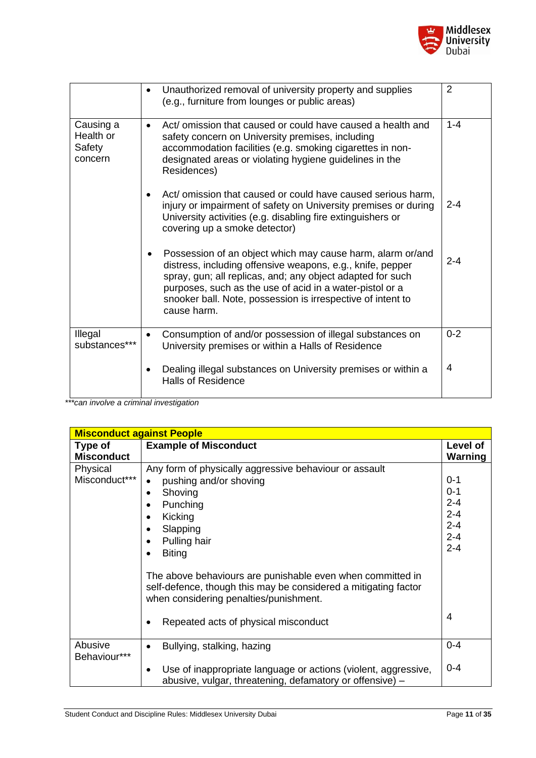| | | |
|---|---|---|
| | • Unauthorized removal of university property and supplies (e.g., furniture from lounges or public areas) | 2 |
| Causing a Health or Safety concern | • Act/ omission that caused or could have caused a health and safety concern on University premises, including accommodation facilities (e.g. smoking cigarettes in non-designated areas or violating hygiene guidelines in the Residences)<br><br>• Act/ omission that caused or could have caused serious harm, injury or impairment of safety on University premises or during University activities (e.g. disabling fire extinguishers or covering up a smoke detector)<br><br>• Possession of an object which may cause harm, alarm or/and distress, including offensive weapons, e.g., knife, pepper spray, gun; all replicas, and; any object adapted for such purposes, such as the use of acid in a water-pistol or a snooker ball. Note, possession is irrespective of intent to cause harm. | 1-4<br><br>2-4<br><br>2-4 |
| Illegal substances*** | • Consumption of and/or possession of illegal substances on University premises or within a Halls of Residence<br><br>• Dealing illegal substances on University premises or within a Halls of Residence | 0-2<br><br>4 |

*\*\*\*can involve a criminal investigation*

| **Misconduct against People** | | |
|---|---|---|
| **Type of Misconduct** | **Example of Misconduct** | **Level of Warning** |
| Physical Misconduct*** | Any form of physically aggressive behaviour or assault<br>• pushing and/or shoving<br>• Shoving<br>• Punching<br>• Kicking<br>• Slapping<br>• Pulling hair<br>• Biting<br><br>The above behaviours are punishable even when committed in self-defence, though this may be considered a mitigating factor when considering penalties/punishment.<br><br>• Repeated acts of physical misconduct | <br>0-1<br>0-1<br>2-4<br>2-4<br>2-4<br>2-4<br>2-4<br><br><br><br><br>4 |
| Abusive Behaviour*** | • Bullying, stalking, hazing<br><br>• Use of inappropriate language or actions (violent, aggressive, abusive, vulgar, threatening, defamatory or offensive) – | 0-4<br><br>0-4 |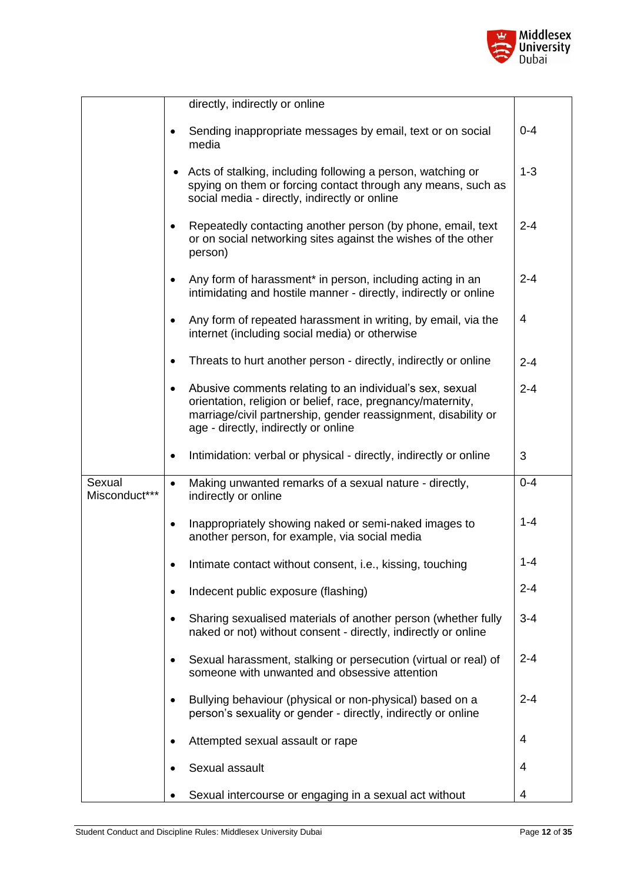| | | |
|---|---|---|
| | directly, indirectly or online | |
| | • Sending inappropriate messages by email, text or on social media | 0-4 |
| | • Acts of stalking, including following a person, watching or spying on them or forcing contact through any means, such as social media - directly, indirectly or online | 1-3 |
| | • Repeatedly contacting another person (by phone, email, text or on social networking sites against the wishes of the other person) | 2-4 |
| | • Any form of harassment* in person, including acting in an intimidating and hostile manner - directly, indirectly or online | 2-4 |
| | • Any form of repeated harassment in writing, by email, via the internet (including social media) or otherwise | 4 |
| | • Threats to hurt another person - directly, indirectly or online | 2-4 |
| | • Abusive comments relating to an individual's sex, sexual orientation, religion or belief, race, pregnancy/maternity, marriage/civil partnership, gender reassignment, disability or age - directly, indirectly or online | 2-4 |
| | • Intimidation: verbal or physical - directly, indirectly or online | 3 |
| Sexual Misconduct*** | • Making unwanted remarks of a sexual nature - directly, indirectly or online | 0-4 |
| | • Inappropriately showing naked or semi-naked images to another person, for example, via social media | 1-4 |
| | • Intimate contact without consent, i.e., kissing, touching | 1-4 |
| | • Indecent public exposure (flashing) | 2-4 |
| | • Sharing sexualised materials of another person (whether fully naked or not) without consent - directly, indirectly or online | 3-4 |
| | • Sexual harassment, stalking or persecution (virtual or real) of someone with unwanted and obsessive attention | 2-4 |
| | • Bullying behaviour (physical or non-physical) based on a person's sexuality or gender - directly, indirectly or online | 2-4 |
| | • Attempted sexual assault or rape | 4 |
| | • Sexual assault | 4 |
| | • Sexual intercourse or engaging in a sexual act without | 4 |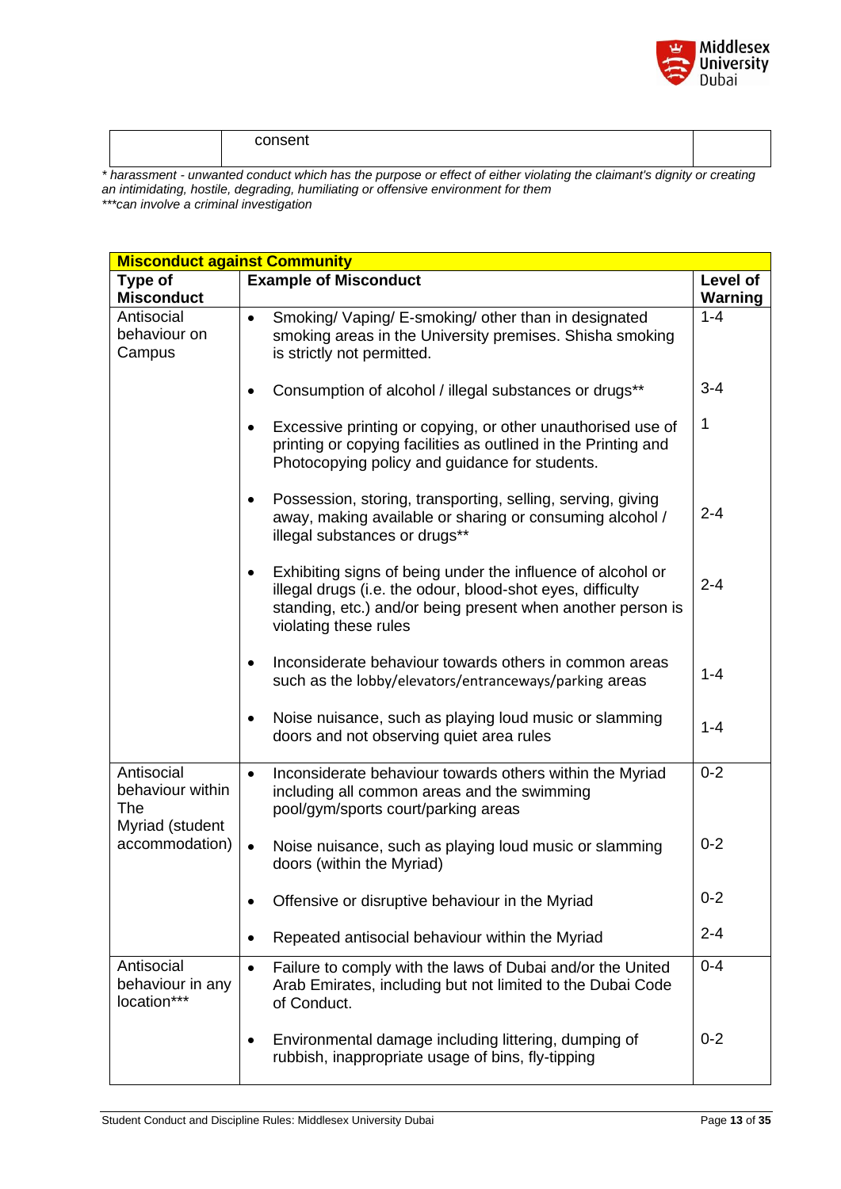| | consent | |
|---|---|---|

*\* harassment - unwanted conduct which has the purpose or effect of either violating the claimant's dignity or creating an intimidating, hostile, degrading, humiliating or offensive environment for them*
*\*\*\*can involve a criminal investigation*

| **Misconduct against Community** | | |
|---|---|---|
| **Type of Misconduct** | **Example of Misconduct** | **Level of Warning** |
| Antisocial behaviour on Campus | • Smoking/ Vaping/ E-smoking/ other than in designated smoking areas in the University premises. Shisha smoking is strictly not permitted. | 1-4 |
| | • Consumption of alcohol / illegal substances or drugs** | 3-4 |
| | • Excessive printing or copying, or other unauthorised use of printing or copying facilities as outlined in the Printing and Photocopying policy and guidance for students. | 1 |
| | • Possession, storing, transporting, selling, serving, giving away, making available or sharing or consuming alcohol / illegal substances or drugs** | 2-4 |
| | • Exhibiting signs of being under the influence of alcohol or illegal drugs (i.e. the odour, blood-shot eyes, difficulty standing, etc.) and/or being present when another person is violating these rules | 2-4 |
| | • Inconsiderate behaviour towards others in common areas such as the lobby/elevators/entranceways/parking areas | 1-4 |
| | • Noise nuisance, such as playing loud music or slamming doors and not observing quiet area rules | 1-4 |
| Antisocial behaviour within The Myriad (student accommodation) | • Inconsiderate behaviour towards others within the Myriad including all common areas and the swimming pool/gym/sports court/parking areas | 0-2 |
| | • Noise nuisance, such as playing loud music or slamming doors (within the Myriad) | 0-2 |
| | • Offensive or disruptive behaviour in the Myriad | 0-2 |
| | • Repeated antisocial behaviour within the Myriad | 2-4 |
| Antisocial behaviour in any location*** | • Failure to comply with the laws of Dubai and/or the United Arab Emirates, including but not limited to the Dubai Code of Conduct. | 0-4 |
| | • Environmental damage including littering, dumping of rubbish, inappropriate usage of bins, fly-tipping | 0-2 |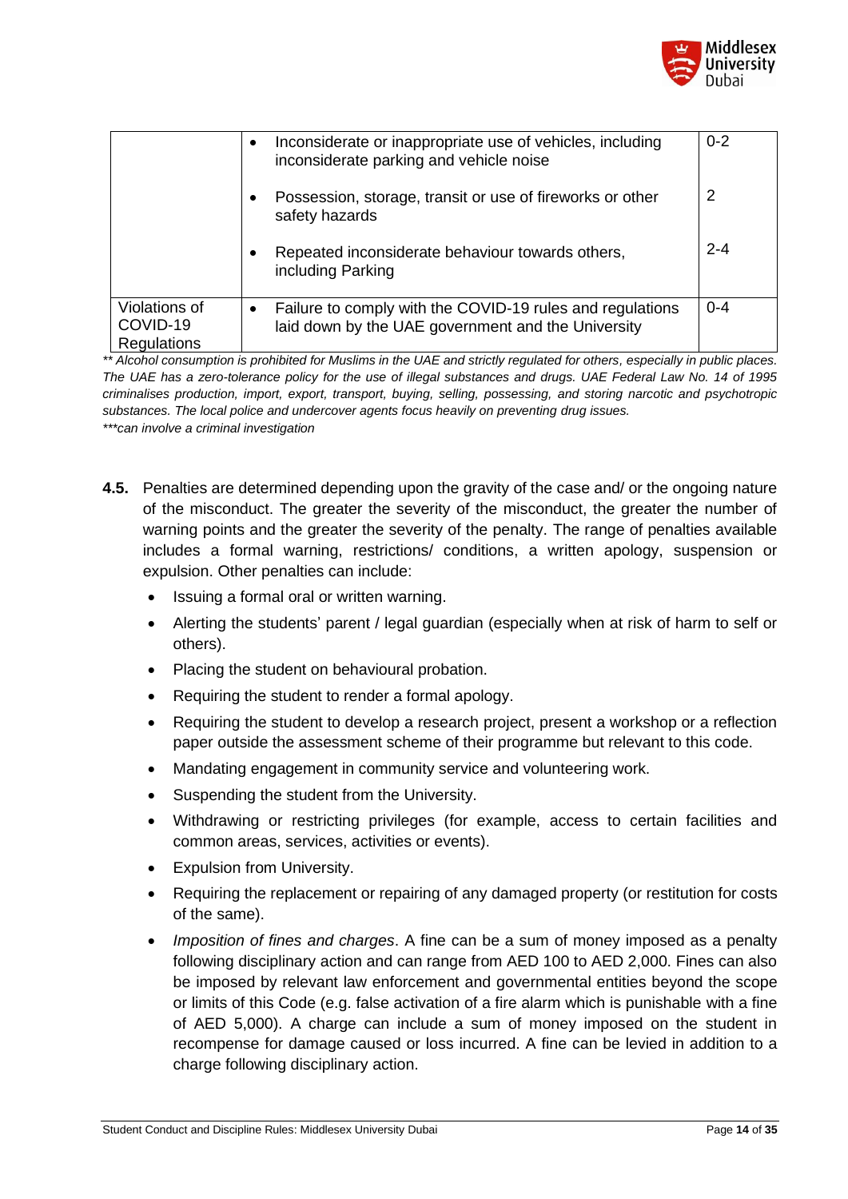| | | |
|---|---|---|
| | • Inconsiderate or inappropriate use of vehicles, including inconsiderate parking and vehicle noise | 0-2 |
| | • Possession, storage, transit or use of fireworks or other safety hazards | 2 |
| | • Repeated inconsiderate behaviour towards others, including Parking | 2-4 |
| Violations of COVID-19 Regulations | • Failure to comply with the COVID-19 rules and regulations laid down by the UAE government and the University | 0-4 |

*** Alcohol consumption is prohibited for Muslims in the UAE and strictly regulated for others, especially in public places. The UAE has a zero-tolerance policy for the use of illegal substances and drugs. UAE Federal Law No. 14 of 1995 criminalises production, import, export, transport, buying, selling, possessing, and storing narcotic and psychotropic substances. The local police and undercover agents focus heavily on preventing drug issues.*

****can involve a criminal investigation*

**4.5.** Penalties are determined depending upon the gravity of the case and/ or the ongoing nature of the misconduct. The greater the severity of the misconduct, the greater the number of warning points and the greater the severity of the penalty. The range of penalties available includes a formal warning, restrictions/ conditions, a written apology, suspension or expulsion. Other penalties can include:

- Issuing a formal oral or written warning.
- Alerting the students' parent / legal guardian (especially when at risk of harm to self or others).
- Placing the student on behavioural probation.
- Requiring the student to render a formal apology.
- Requiring the student to develop a research project, present a workshop or a reflection paper outside the assessment scheme of their programme but relevant to this code.
- Mandating engagement in community service and volunteering work.
- Suspending the student from the University.
- Withdrawing or restricting privileges (for example, access to certain facilities and common areas, services, activities or events).
- Expulsion from University.
- Requiring the replacement or repairing of any damaged property (or restitution for costs of the same).
- *Imposition of fines and charges*. A fine can be a sum of money imposed as a penalty following disciplinary action and can range from AED 100 to AED 2,000. Fines can also be imposed by relevant law enforcement and governmental entities beyond the scope or limits of this Code (e.g. false activation of a fire alarm which is punishable with a fine of AED 5,000). A charge can include a sum of money imposed on the student in recompense for damage caused or loss incurred. A fine can be levied in addition to a charge following disciplinary action.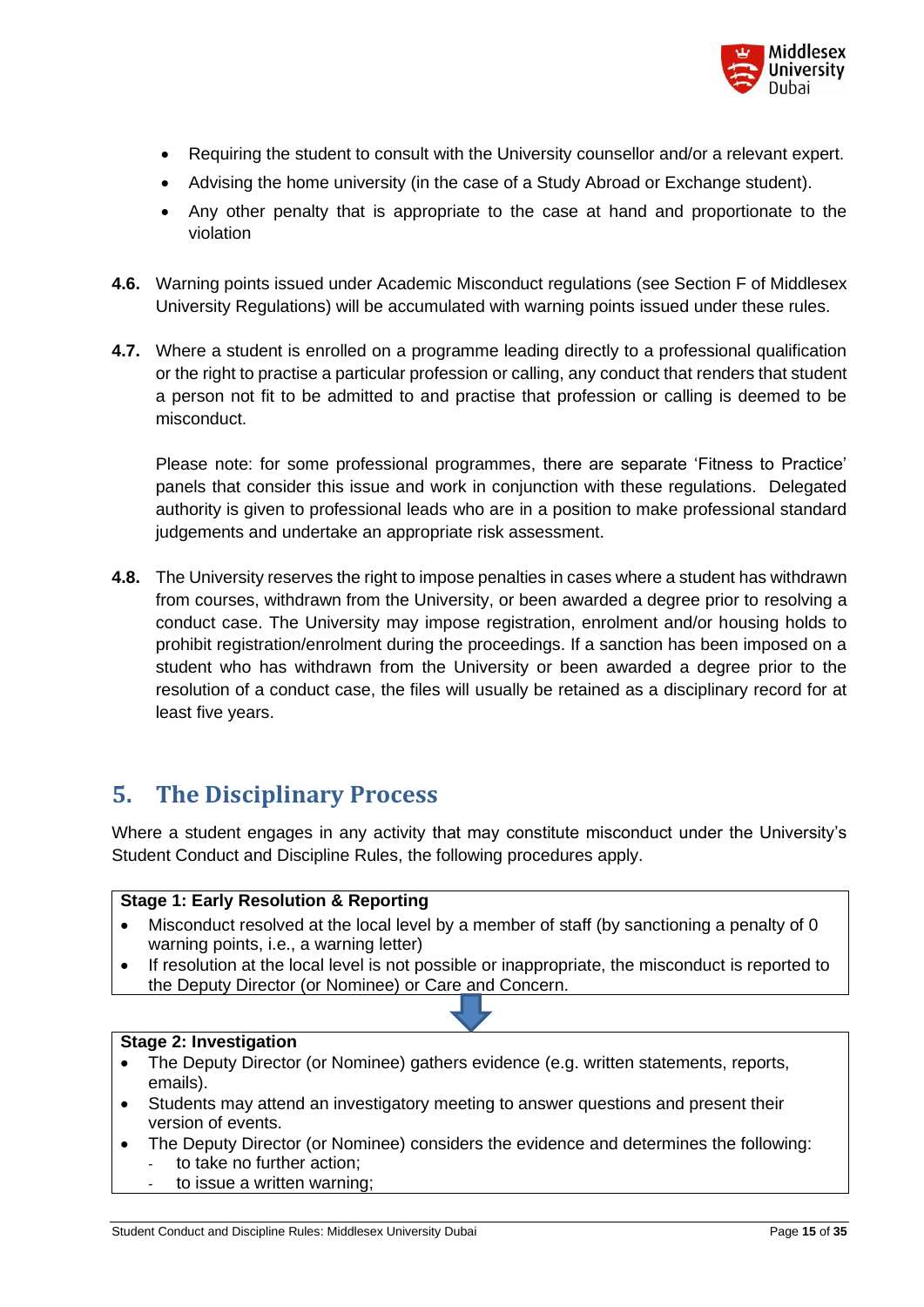- Requiring the student to consult with the University counsellor and/or a relevant expert.
- Advising the home university (in the case of a Study Abroad or Exchange student).
- Any other penalty that is appropriate to the case at hand and proportionate to the violation

**4.6.** Warning points issued under Academic Misconduct regulations (see Section F of Middlesex University Regulations) will be accumulated with warning points issued under these rules.

**4.7.** Where a student is enrolled on a programme leading directly to a professional qualification or the right to practise a particular profession or calling, any conduct that renders that student a person not fit to be admitted to and practise that profession or calling is deemed to be misconduct.

Please note: for some professional programmes, there are separate 'Fitness to Practice' panels that consider this issue and work in conjunction with these regulations. Delegated authority is given to professional leads who are in a position to make professional standard judgements and undertake an appropriate risk assessment.

**4.8.** The University reserves the right to impose penalties in cases where a student has withdrawn from courses, withdrawn from the University, or been awarded a degree prior to resolving a conduct case. The University may impose registration, enrolment and/or housing holds to prohibit registration/enrolment during the proceedings. If a sanction has been imposed on a student who has withdrawn from the University or been awarded a degree prior to the resolution of a conduct case, the files will usually be retained as a disciplinary record for at least five years.

## 5. The Disciplinary Process

Where a student engages in any activity that may constitute misconduct under the University's Student Conduct and Discipline Rules, the following procedures apply.

**Stage 1: Early Resolution & Reporting**

- Misconduct resolved at the local level by a member of staff (by sanctioning a penalty of 0 warning points, i.e., a warning letter)
- If resolution at the local level is not possible or inappropriate, the misconduct is reported to the Deputy Director (or Nominee) or Care and Concern.

↓

**Stage 2: Investigation**

- The Deputy Director (or Nominee) gathers evidence (e.g. written statements, reports, emails).
- Students may attend an investigatory meeting to answer questions and present their version of events.
- The Deputy Director (or Nominee) considers the evidence and determines the following:
  - to take no further action;
  - to issue a written warning;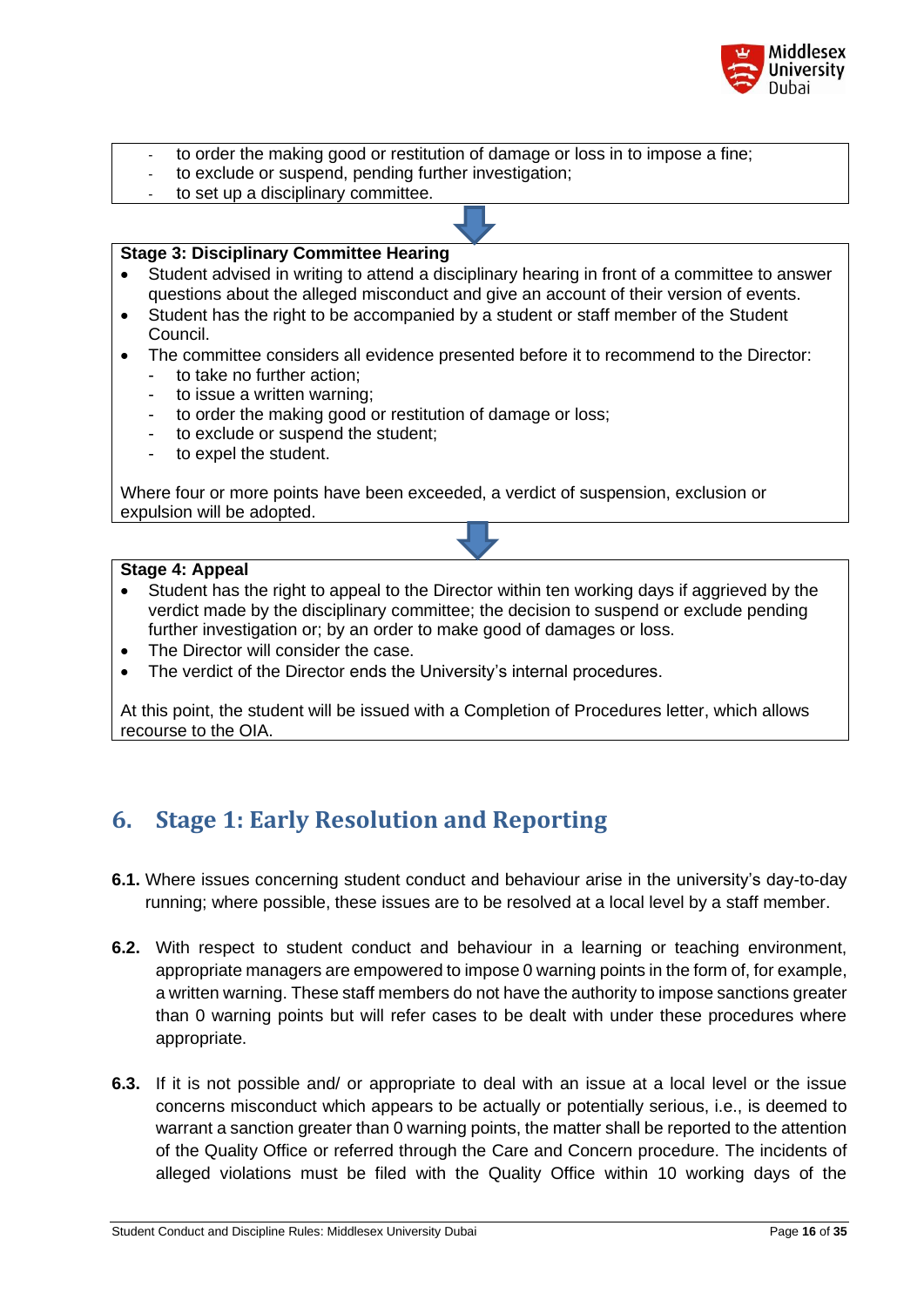- to order the making good or restitution of damage or loss in to impose a fine;
- to exclude or suspend, pending further investigation;
- to set up a disciplinary committee.

**Stage 3: Disciplinary Committee Hearing**

- Student advised in writing to attend a disciplinary hearing in front of a committee to answer questions about the alleged misconduct and give an account of their version of events.
- Student has the right to be accompanied by a student or staff member of the Student Council.
- The committee considers all evidence presented before it to recommend to the Director:
  - to take no further action;
  - to issue a written warning;
  - to order the making good or restitution of damage or loss;
  - to exclude or suspend the student;
  - to expel the student.

Where four or more points have been exceeded, a verdict of suspension, exclusion or expulsion will be adopted.

**Stage 4: Appeal**

- Student has the right to appeal to the Director within ten working days if aggrieved by the verdict made by the disciplinary committee; the decision to suspend or exclude pending further investigation or; by an order to make good of damages or loss.
- The Director will consider the case.
- The verdict of the Director ends the University's internal procedures.

At this point, the student will be issued with a Completion of Procedures letter, which allows recourse to the OIA.

## 6. Stage 1: Early Resolution and Reporting

**6.1.** Where issues concerning student conduct and behaviour arise in the university's day-to-day running; where possible, these issues are to be resolved at a local level by a staff member.

**6.2.** With respect to student conduct and behaviour in a learning or teaching environment, appropriate managers are empowered to impose 0 warning points in the form of, for example, a written warning. These staff members do not have the authority to impose sanctions greater than 0 warning points but will refer cases to be dealt with under these procedures where appropriate.

**6.3.** If it is not possible and/ or appropriate to deal with an issue at a local level or the issue concerns misconduct which appears to be actually or potentially serious, i.e., is deemed to warrant a sanction greater than 0 warning points, the matter shall be reported to the attention of the Quality Office or referred through the Care and Concern procedure. The incidents of alleged violations must be filed with the Quality Office within 10 working days of the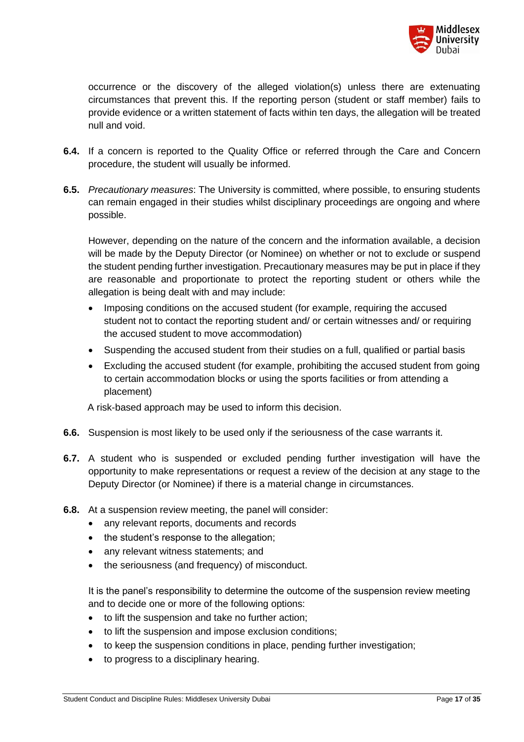occurrence or the discovery of the alleged violation(s) unless there are extenuating circumstances that prevent this. If the reporting person (student or staff member) fails to provide evidence or a written statement of facts within ten days, the allegation will be treated null and void.

**6.4.** If a concern is reported to the Quality Office or referred through the Care and Concern procedure, the student will usually be informed.

**6.5.** *Precautionary measures*: The University is committed, where possible, to ensuring students can remain engaged in their studies whilst disciplinary proceedings are ongoing and where possible.

However, depending on the nature of the concern and the information available, a decision will be made by the Deputy Director (or Nominee) on whether or not to exclude or suspend the student pending further investigation. Precautionary measures may be put in place if they are reasonable and proportionate to protect the reporting student or others while the allegation is being dealt with and may include:

- Imposing conditions on the accused student (for example, requiring the accused student not to contact the reporting student and/ or certain witnesses and/ or requiring the accused student to move accommodation)
- Suspending the accused student from their studies on a full, qualified or partial basis
- Excluding the accused student (for example, prohibiting the accused student from going to certain accommodation blocks or using the sports facilities or from attending a placement)

A risk-based approach may be used to inform this decision.

**6.6.** Suspension is most likely to be used only if the seriousness of the case warrants it.

**6.7.** A student who is suspended or excluded pending further investigation will have the opportunity to make representations or request a review of the decision at any stage to the Deputy Director (or Nominee) if there is a material change in circumstances.

**6.8.** At a suspension review meeting, the panel will consider:

- any relevant reports, documents and records
- the student's response to the allegation;
- any relevant witness statements; and
- the seriousness (and frequency) of misconduct.

It is the panel's responsibility to determine the outcome of the suspension review meeting and to decide one or more of the following options:

- to lift the suspension and take no further action;
- to lift the suspension and impose exclusion conditions;
- to keep the suspension conditions in place, pending further investigation;
- to progress to a disciplinary hearing.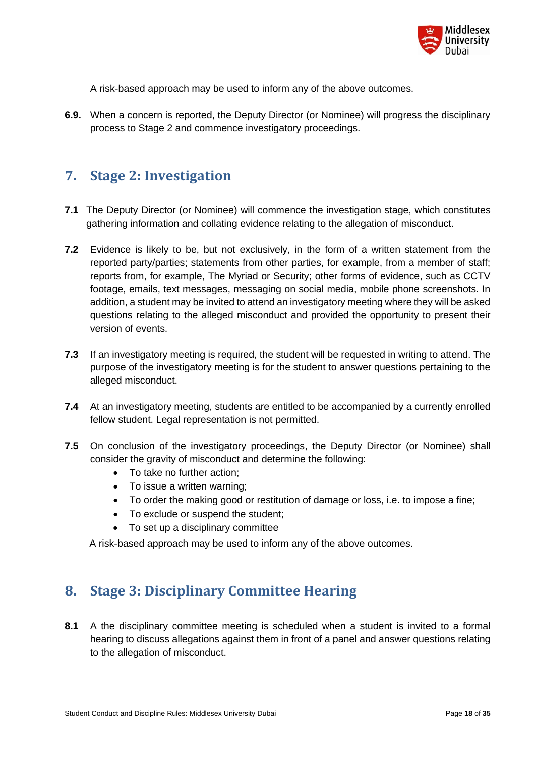A risk-based approach may be used to inform any of the above outcomes.

**6.9.** When a concern is reported, the Deputy Director (or Nominee) will progress the disciplinary process to Stage 2 and commence investigatory proceedings.

## 7. Stage 2: Investigation

**7.1** The Deputy Director (or Nominee) will commence the investigation stage, which constitutes gathering information and collating evidence relating to the allegation of misconduct.

**7.2** Evidence is likely to be, but not exclusively, in the form of a written statement from the reported party/parties; statements from other parties, for example, from a member of staff; reports from, for example, The Myriad or Security; other forms of evidence, such as CCTV footage, emails, text messages, messaging on social media, mobile phone screenshots. In addition, a student may be invited to attend an investigatory meeting where they will be asked questions relating to the alleged misconduct and provided the opportunity to present their version of events.

**7.3** If an investigatory meeting is required, the student will be requested in writing to attend. The purpose of the investigatory meeting is for the student to answer questions pertaining to the alleged misconduct.

**7.4** At an investigatory meeting, students are entitled to be accompanied by a currently enrolled fellow student. Legal representation is not permitted.

**7.5** On conclusion of the investigatory proceedings, the Deputy Director (or Nominee) shall consider the gravity of misconduct and determine the following:

- To take no further action;
- To issue a written warning;
- To order the making good or restitution of damage or loss, i.e. to impose a fine;
- To exclude or suspend the student;
- To set up a disciplinary committee

A risk-based approach may be used to inform any of the above outcomes.

## 8. Stage 3: Disciplinary Committee Hearing

**8.1** A the disciplinary committee meeting is scheduled when a student is invited to a formal hearing to discuss allegations against them in front of a panel and answer questions relating to the allegation of misconduct.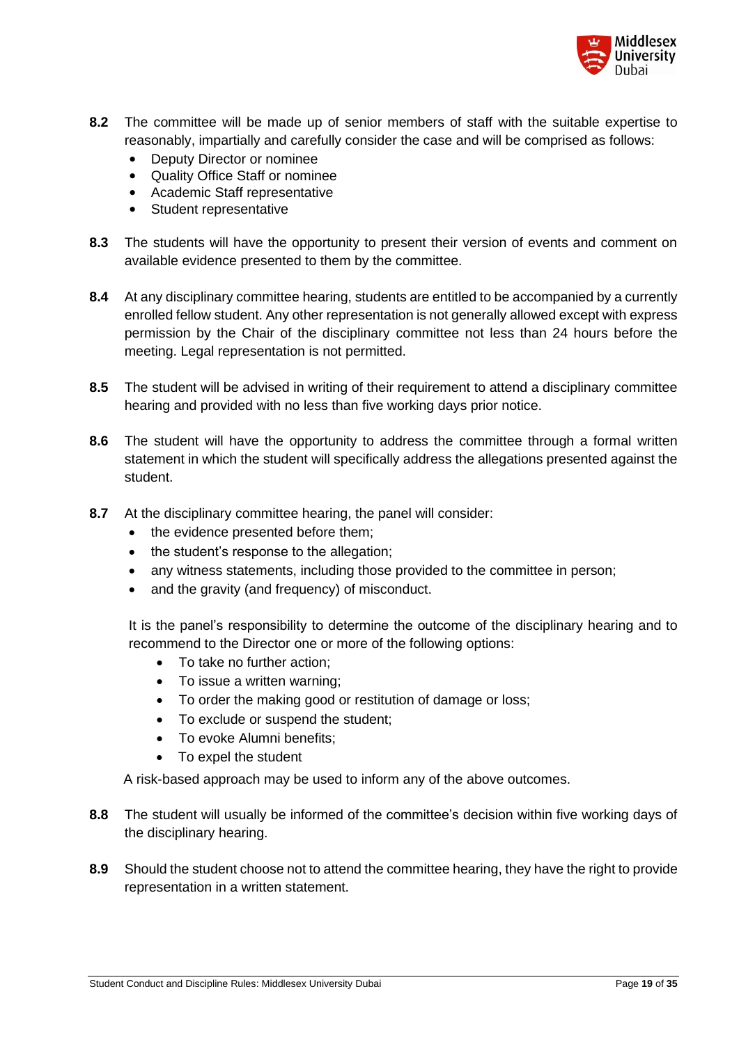**8.2** The committee will be made up of senior members of staff with the suitable expertise to reasonably, impartially and carefully consider the case and will be comprised as follows:

- Deputy Director or nominee
- Quality Office Staff or nominee
- Academic Staff representative
- Student representative

**8.3** The students will have the opportunity to present their version of events and comment on available evidence presented to them by the committee.

**8.4** At any disciplinary committee hearing, students are entitled to be accompanied by a currently enrolled fellow student. Any other representation is not generally allowed except with express permission by the Chair of the disciplinary committee not less than 24 hours before the meeting. Legal representation is not permitted.

**8.5** The student will be advised in writing of their requirement to attend a disciplinary committee hearing and provided with no less than five working days prior notice.

**8.6** The student will have the opportunity to address the committee through a formal written statement in which the student will specifically address the allegations presented against the student.

**8.7** At the disciplinary committee hearing, the panel will consider:

- the evidence presented before them;
- the student's response to the allegation;
- any witness statements, including those provided to the committee in person;
- and the gravity (and frequency) of misconduct.

It is the panel's responsibility to determine the outcome of the disciplinary hearing and to recommend to the Director one or more of the following options:

- To take no further action;
- To issue a written warning;
- To order the making good or restitution of damage or loss;
- To exclude or suspend the student;
- To evoke Alumni benefits;
- To expel the student

A risk-based approach may be used to inform any of the above outcomes.

**8.8** The student will usually be informed of the committee's decision within five working days of the disciplinary hearing.

**8.9** Should the student choose not to attend the committee hearing, they have the right to provide representation in a written statement.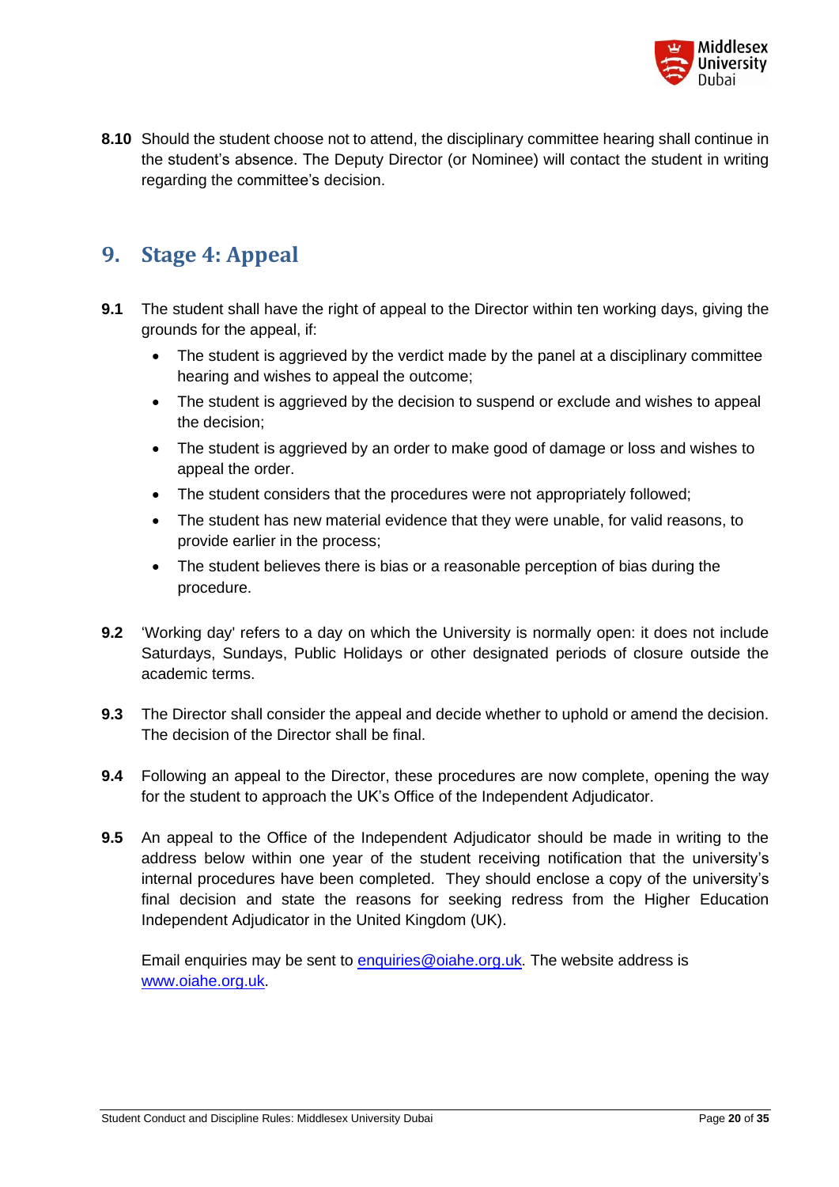**8.10** Should the student choose not to attend, the disciplinary committee hearing shall continue in the student's absence. The Deputy Director (or Nominee) will contact the student in writing regarding the committee's decision.

## 9. Stage 4: Appeal

**9.1** The student shall have the right of appeal to the Director within ten working days, giving the grounds for the appeal, if:

- The student is aggrieved by the verdict made by the panel at a disciplinary committee hearing and wishes to appeal the outcome;
- The student is aggrieved by the decision to suspend or exclude and wishes to appeal the decision;
- The student is aggrieved by an order to make good of damage or loss and wishes to appeal the order.
- The student considers that the procedures were not appropriately followed;
- The student has new material evidence that they were unable, for valid reasons, to provide earlier in the process;
- The student believes there is bias or a reasonable perception of bias during the procedure.

**9.2** 'Working day' refers to a day on which the University is normally open: it does not include Saturdays, Sundays, Public Holidays or other designated periods of closure outside the academic terms.

**9.3** The Director shall consider the appeal and decide whether to uphold or amend the decision. The decision of the Director shall be final.

**9.4** Following an appeal to the Director, these procedures are now complete, opening the way for the student to approach the UK's Office of the Independent Adjudicator.

**9.5** An appeal to the Office of the Independent Adjudicator should be made in writing to the address below within one year of the student receiving notification that the university's internal procedures have been completed. They should enclose a copy of the university's final decision and state the reasons for seeking redress from the Higher Education Independent Adjudicator in the United Kingdom (UK).

Email enquiries may be sent to enquiries@oiahe.org.uk. The website address is www.oiahe.org.uk.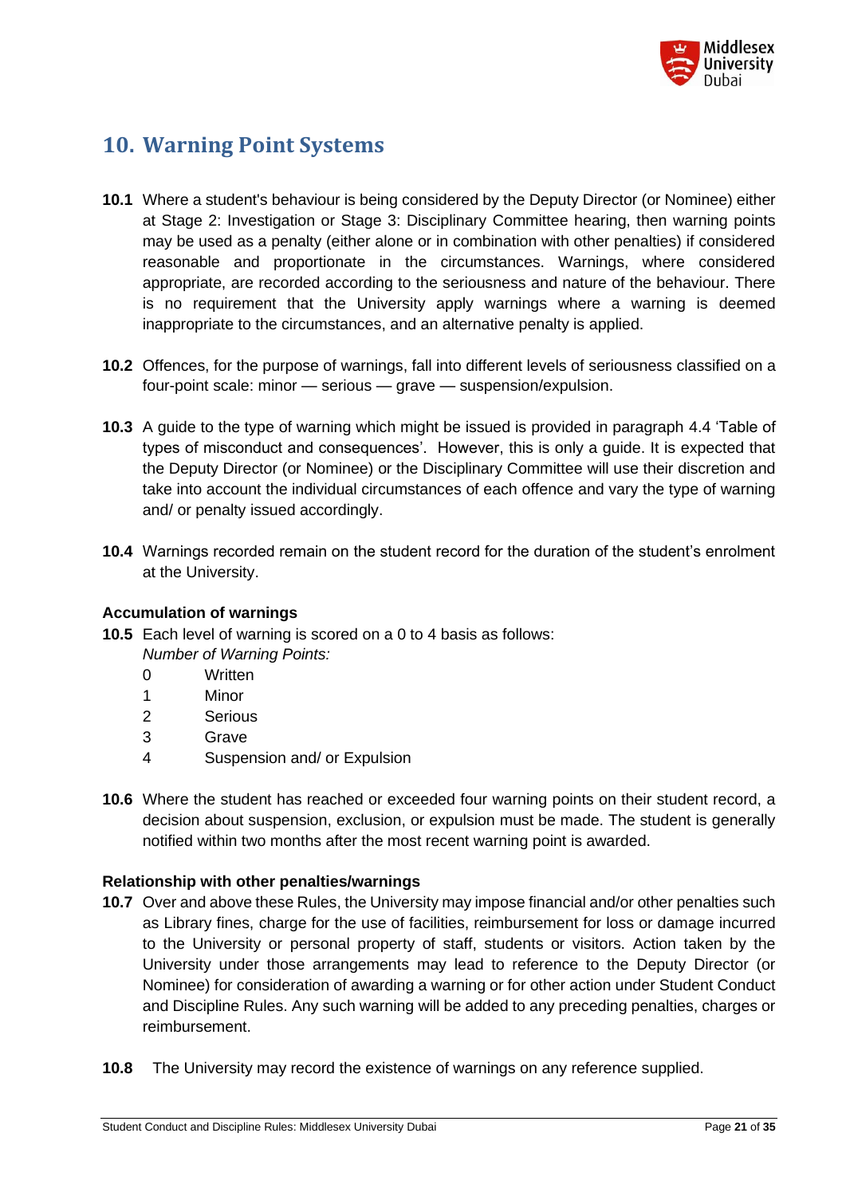## 10. Warning Point Systems

**10.1** Where a student's behaviour is being considered by the Deputy Director (or Nominee) either at Stage 2: Investigation or Stage 3: Disciplinary Committee hearing, then warning points may be used as a penalty (either alone or in combination with other penalties) if considered reasonable and proportionate in the circumstances. Warnings, where considered appropriate, are recorded according to the seriousness and nature of the behaviour. There is no requirement that the University apply warnings where a warning is deemed inappropriate to the circumstances, and an alternative penalty is applied.

**10.2** Offences, for the purpose of warnings, fall into different levels of seriousness classified on a four-point scale: minor — serious — grave — suspension/expulsion.

**10.3** A guide to the type of warning which might be issued is provided in paragraph 4.4 'Table of types of misconduct and consequences'. However, this is only a guide. It is expected that the Deputy Director (or Nominee) or the Disciplinary Committee will use their discretion and take into account the individual circumstances of each offence and vary the type of warning and/ or penalty issued accordingly.

**10.4** Warnings recorded remain on the student record for the duration of the student's enrolment at the University.

**Accumulation of warnings**

**10.5** Each level of warning is scored on a 0 to 4 basis as follows:
*Number of Warning Points:*

0 Written
1 Minor
2 Serious
3 Grave
4 Suspension and/ or Expulsion

**10.6** Where the student has reached or exceeded four warning points on their student record, a decision about suspension, exclusion, or expulsion must be made. The student is generally notified within two months after the most recent warning point is awarded.

**Relationship with other penalties/warnings**

**10.7** Over and above these Rules, the University may impose financial and/or other penalties such as Library fines, charge for the use of facilities, reimbursement for loss or damage incurred to the University or personal property of staff, students or visitors. Action taken by the University under those arrangements may lead to reference to the Deputy Director (or Nominee) for consideration of awarding a warning or for other action under Student Conduct and Discipline Rules. Any such warning will be added to any preceding penalties, charges or reimbursement.

**10.8** The University may record the existence of warnings on any reference supplied.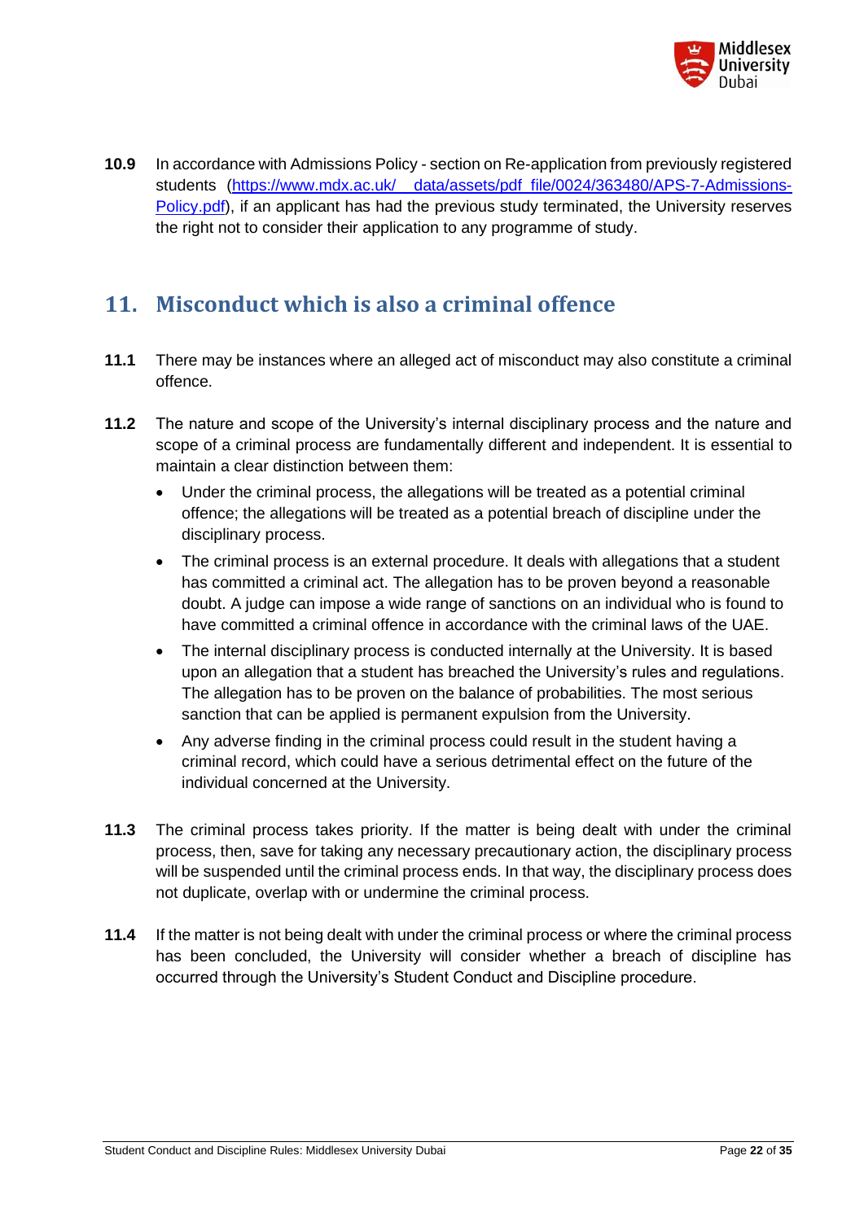**10.9** In accordance with Admissions Policy - section on Re-application from previously registered students ([https://www.mdx.ac.uk/__data/assets/pdf_file/0024/363480/APS-7-Admissions-Policy.pdf](https://www.mdx.ac.uk/__data/assets/pdf_file/0024/363480/APS-7-Admissions-Policy.pdf)), if an applicant has had the previous study terminated, the University reserves the right not to consider their application to any programme of study.

## 11. Misconduct which is also a criminal offence

**11.1** There may be instances where an alleged act of misconduct may also constitute a criminal offence.

**11.2** The nature and scope of the University's internal disciplinary process and the nature and scope of a criminal process are fundamentally different and independent. It is essential to maintain a clear distinction between them:

- Under the criminal process, the allegations will be treated as a potential criminal offence; the allegations will be treated as a potential breach of discipline under the disciplinary process.
- The criminal process is an external procedure. It deals with allegations that a student has committed a criminal act. The allegation has to be proven beyond a reasonable doubt. A judge can impose a wide range of sanctions on an individual who is found to have committed a criminal offence in accordance with the criminal laws of the UAE.
- The internal disciplinary process is conducted internally at the University. It is based upon an allegation that a student has breached the University's rules and regulations. The allegation has to be proven on the balance of probabilities. The most serious sanction that can be applied is permanent expulsion from the University.
- Any adverse finding in the criminal process could result in the student having a criminal record, which could have a serious detrimental effect on the future of the individual concerned at the University.

**11.3** The criminal process takes priority. If the matter is being dealt with under the criminal process, then, save for taking any necessary precautionary action, the disciplinary process will be suspended until the criminal process ends. In that way, the disciplinary process does not duplicate, overlap with or undermine the criminal process.

**11.4** If the matter is not being dealt with under the criminal process or where the criminal process has been concluded, the University will consider whether a breach of discipline has occurred through the University's Student Conduct and Discipline procedure.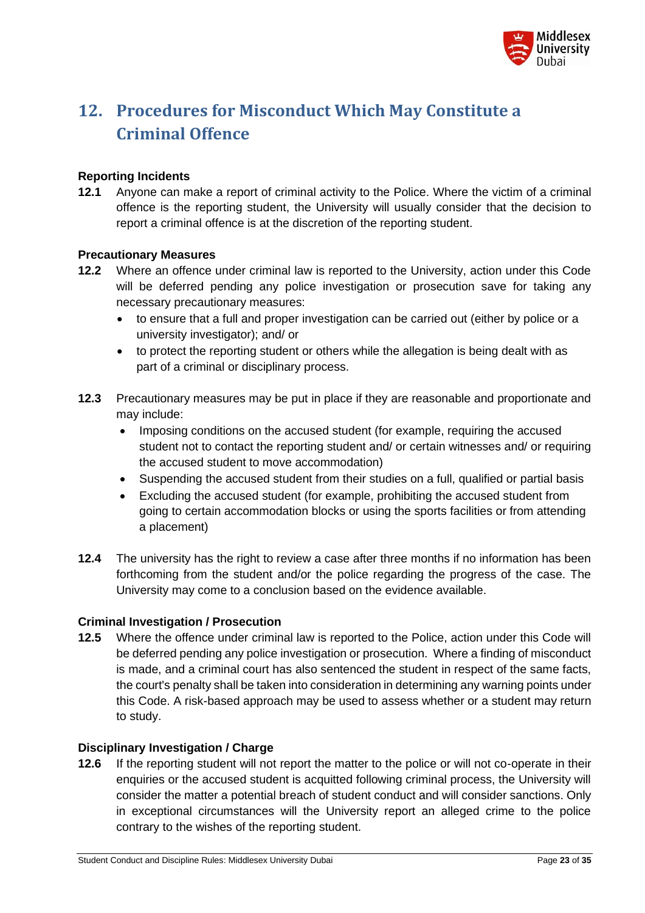## 12. Procedures for Misconduct Which May Constitute a Criminal Offence

**Reporting Incidents**

**12.1** Anyone can make a report of criminal activity to the Police. Where the victim of a criminal offence is the reporting student, the University will usually consider that the decision to report a criminal offence is at the discretion of the reporting student.

**Precautionary Measures**

**12.2** Where an offence under criminal law is reported to the University, action under this Code will be deferred pending any police investigation or prosecution save for taking any necessary precautionary measures:

- to ensure that a full and proper investigation can be carried out (either by police or a university investigator); and/ or
- to protect the reporting student or others while the allegation is being dealt with as part of a criminal or disciplinary process.

**12.3** Precautionary measures may be put in place if they are reasonable and proportionate and may include:

- Imposing conditions on the accused student (for example, requiring the accused student not to contact the reporting student and/ or certain witnesses and/ or requiring the accused student to move accommodation)
- Suspending the accused student from their studies on a full, qualified or partial basis
- Excluding the accused student (for example, prohibiting the accused student from going to certain accommodation blocks or using the sports facilities or from attending a placement)

**12.4** The university has the right to review a case after three months if no information has been forthcoming from the student and/or the police regarding the progress of the case. The University may come to a conclusion based on the evidence available.

**Criminal Investigation / Prosecution**

**12.5** Where the offence under criminal law is reported to the Police, action under this Code will be deferred pending any police investigation or prosecution. Where a finding of misconduct is made, and a criminal court has also sentenced the student in respect of the same facts, the court's penalty shall be taken into consideration in determining any warning points under this Code. A risk-based approach may be used to assess whether or a student may return to study.

**Disciplinary Investigation / Charge**

**12.6** If the reporting student will not report the matter to the police or will not co-operate in their enquiries or the accused student is acquitted following criminal process, the University will consider the matter a potential breach of student conduct and will consider sanctions. Only in exceptional circumstances will the University report an alleged crime to the police contrary to the wishes of the reporting student.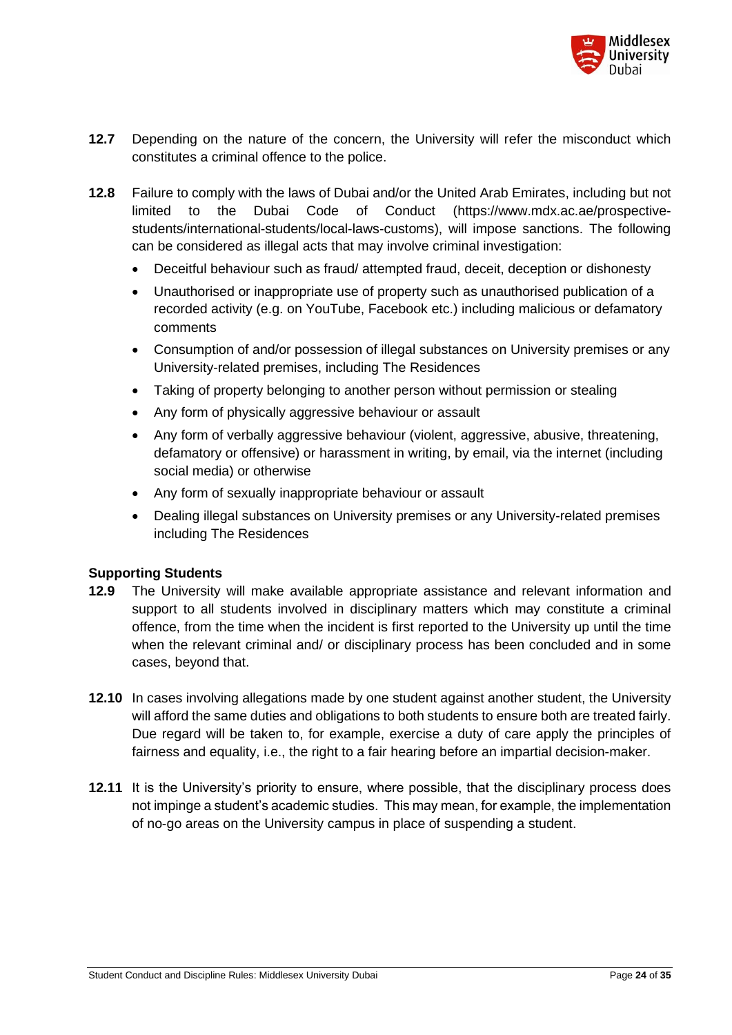**12.7** Depending on the nature of the concern, the University will refer the misconduct which constitutes a criminal offence to the police.

**12.8** Failure to comply with the laws of Dubai and/or the United Arab Emirates, including but not limited to the Dubai Code of Conduct (https://www.mdx.ac.ae/prospective-students/international-students/local-laws-customs), will impose sanctions. The following can be considered as illegal acts that may involve criminal investigation:

- Deceitful behaviour such as fraud/ attempted fraud, deceit, deception or dishonesty
- Unauthorised or inappropriate use of property such as unauthorised publication of a recorded activity (e.g. on YouTube, Facebook etc.) including malicious or defamatory comments
- Consumption of and/or possession of illegal substances on University premises or any University-related premises, including The Residences
- Taking of property belonging to another person without permission or stealing
- Any form of physically aggressive behaviour or assault
- Any form of verbally aggressive behaviour (violent, aggressive, abusive, threatening, defamatory or offensive) or harassment in writing, by email, via the internet (including social media) or otherwise
- Any form of sexually inappropriate behaviour or assault
- Dealing illegal substances on University premises or any University-related premises including The Residences

### Supporting Students

**12.9** The University will make available appropriate assistance and relevant information and support to all students involved in disciplinary matters which may constitute a criminal offence, from the time when the incident is first reported to the University up until the time when the relevant criminal and/ or disciplinary process has been concluded and in some cases, beyond that.

**12.10** In cases involving allegations made by one student against another student, the University will afford the same duties and obligations to both students to ensure both are treated fairly. Due regard will be taken to, for example, exercise a duty of care apply the principles of fairness and equality, i.e., the right to a fair hearing before an impartial decision-maker.

**12.11** It is the University's priority to ensure, where possible, that the disciplinary process does not impinge a student's academic studies. This may mean, for example, the implementation of no-go areas on the University campus in place of suspending a student.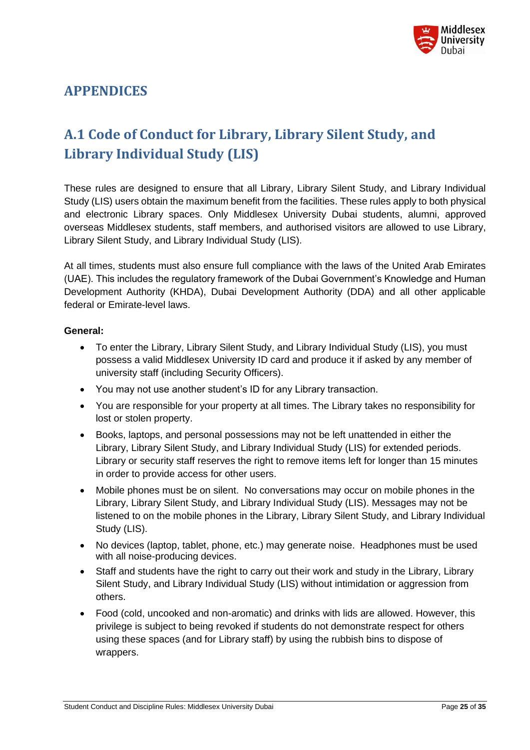# APPENDICES

## A.1 Code of Conduct for Library, Library Silent Study, and Library Individual Study (LIS)

These rules are designed to ensure that all Library, Library Silent Study, and Library Individual Study (LIS) users obtain the maximum benefit from the facilities. These rules apply to both physical and electronic Library spaces. Only Middlesex University Dubai students, alumni, approved overseas Middlesex students, staff members, and authorised visitors are allowed to use Library, Library Silent Study, and Library Individual Study (LIS).

At all times, students must also ensure full compliance with the laws of the United Arab Emirates (UAE). This includes the regulatory framework of the Dubai Government's Knowledge and Human Development Authority (KHDA), Dubai Development Authority (DDA) and all other applicable federal or Emirate-level laws.

**General:**

- To enter the Library, Library Silent Study, and Library Individual Study (LIS), you must possess a valid Middlesex University ID card and produce it if asked by any member of university staff (including Security Officers).
- You may not use another student's ID for any Library transaction.
- You are responsible for your property at all times. The Library takes no responsibility for lost or stolen property.
- Books, laptops, and personal possessions may not be left unattended in either the Library, Library Silent Study, and Library Individual Study (LIS) for extended periods. Library or security staff reserves the right to remove items left for longer than 15 minutes in order to provide access for other users.
- Mobile phones must be on silent. No conversations may occur on mobile phones in the Library, Library Silent Study, and Library Individual Study (LIS). Messages may not be listened to on the mobile phones in the Library, Library Silent Study, and Library Individual Study (LIS).
- No devices (laptop, tablet, phone, etc.) may generate noise. Headphones must be used with all noise-producing devices.
- Staff and students have the right to carry out their work and study in the Library, Library Silent Study, and Library Individual Study (LIS) without intimidation or aggression from others.
- Food (cold, uncooked and non-aromatic) and drinks with lids are allowed. However, this privilege is subject to being revoked if students do not demonstrate respect for others using these spaces (and for Library staff) by using the rubbish bins to dispose of wrappers.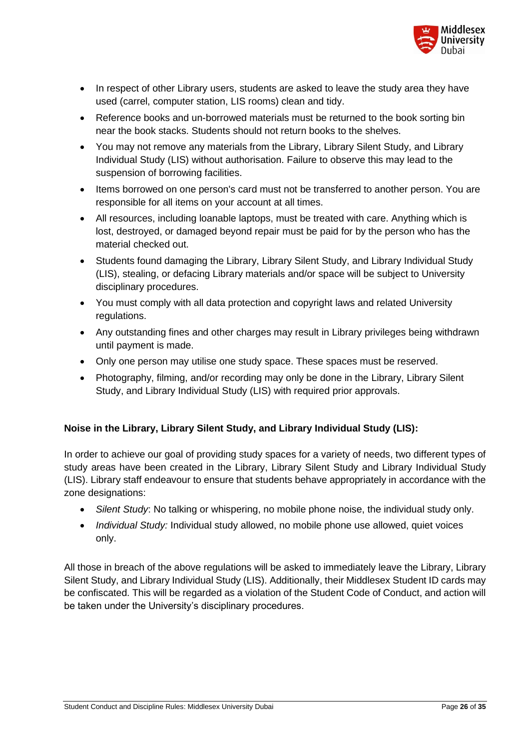- In respect of other Library users, students are asked to leave the study area they have used (carrel, computer station, LIS rooms) clean and tidy.
- Reference books and un-borrowed materials must be returned to the book sorting bin near the book stacks. Students should not return books to the shelves.
- You may not remove any materials from the Library, Library Silent Study, and Library Individual Study (LIS) without authorisation. Failure to observe this may lead to the suspension of borrowing facilities.
- Items borrowed on one person's card must not be transferred to another person. You are responsible for all items on your account at all times.
- All resources, including loanable laptops, must be treated with care. Anything which is lost, destroyed, or damaged beyond repair must be paid for by the person who has the material checked out.
- Students found damaging the Library, Library Silent Study, and Library Individual Study (LIS), stealing, or defacing Library materials and/or space will be subject to University disciplinary procedures.
- You must comply with all data protection and copyright laws and related University regulations.
- Any outstanding fines and other charges may result in Library privileges being withdrawn until payment is made.
- Only one person may utilise one study space. These spaces must be reserved.
- Photography, filming, and/or recording may only be done in the Library, Library Silent Study, and Library Individual Study (LIS) with required prior approvals.

**Noise in the Library, Library Silent Study, and Library Individual Study (LIS):**

In order to achieve our goal of providing study spaces for a variety of needs, two different types of study areas have been created in the Library, Library Silent Study and Library Individual Study (LIS). Library staff endeavour to ensure that students behave appropriately in accordance with the zone designations:

- *Silent Study*: No talking or whispering, no mobile phone noise, the individual study only.
- *Individual Study:* Individual study allowed, no mobile phone use allowed, quiet voices only.

All those in breach of the above regulations will be asked to immediately leave the Library, Library Silent Study, and Library Individual Study (LIS). Additionally, their Middlesex Student ID cards may be confiscated. This will be regarded as a violation of the Student Code of Conduct, and action will be taken under the University's disciplinary procedures.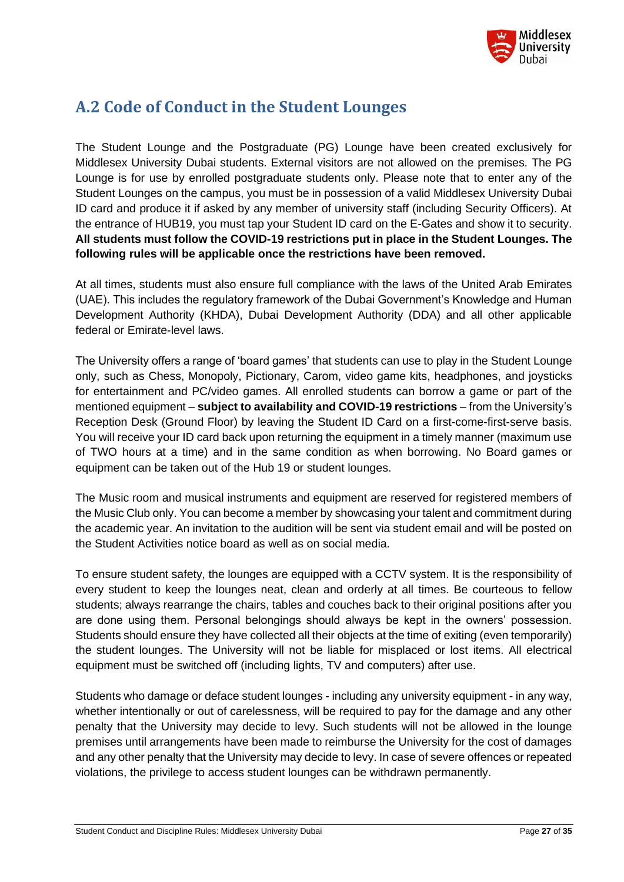## A.2 Code of Conduct in the Student Lounges

The Student Lounge and the Postgraduate (PG) Lounge have been created exclusively for Middlesex University Dubai students. External visitors are not allowed on the premises. The PG Lounge is for use by enrolled postgraduate students only. Please note that to enter any of the Student Lounges on the campus, you must be in possession of a valid Middlesex University Dubai ID card and produce it if asked by any member of university staff (including Security Officers). At the entrance of HUB19, you must tap your Student ID card on the E-Gates and show it to security. **All students must follow the COVID-19 restrictions put in place in the Student Lounges. The following rules will be applicable once the restrictions have been removed.**

At all times, students must also ensure full compliance with the laws of the United Arab Emirates (UAE). This includes the regulatory framework of the Dubai Government's Knowledge and Human Development Authority (KHDA), Dubai Development Authority (DDA) and all other applicable federal or Emirate-level laws.

The University offers a range of 'board games' that students can use to play in the Student Lounge only, such as Chess, Monopoly, Pictionary, Carom, video game kits, headphones, and joysticks for entertainment and PC/video games. All enrolled students can borrow a game or part of the mentioned equipment – **subject to availability and COVID-19 restrictions** – from the University's Reception Desk (Ground Floor) by leaving the Student ID Card on a first-come-first-serve basis. You will receive your ID card back upon returning the equipment in a timely manner (maximum use of TWO hours at a time) and in the same condition as when borrowing. No Board games or equipment can be taken out of the Hub 19 or student lounges.

The Music room and musical instruments and equipment are reserved for registered members of the Music Club only. You can become a member by showcasing your talent and commitment during the academic year. An invitation to the audition will be sent via student email and will be posted on the Student Activities notice board as well as on social media.

To ensure student safety, the lounges are equipped with a CCTV system. It is the responsibility of every student to keep the lounges neat, clean and orderly at all times. Be courteous to fellow students; always rearrange the chairs, tables and couches back to their original positions after you are done using them. Personal belongings should always be kept in the owners' possession. Students should ensure they have collected all their objects at the time of exiting (even temporarily) the student lounges. The University will not be liable for misplaced or lost items. All electrical equipment must be switched off (including lights, TV and computers) after use.

Students who damage or deface student lounges - including any university equipment - in any way, whether intentionally or out of carelessness, will be required to pay for the damage and any other penalty that the University may decide to levy. Such students will not be allowed in the lounge premises until arrangements have been made to reimburse the University for the cost of damages and any other penalty that the University may decide to levy. In case of severe offences or repeated violations, the privilege to access student lounges can be withdrawn permanently.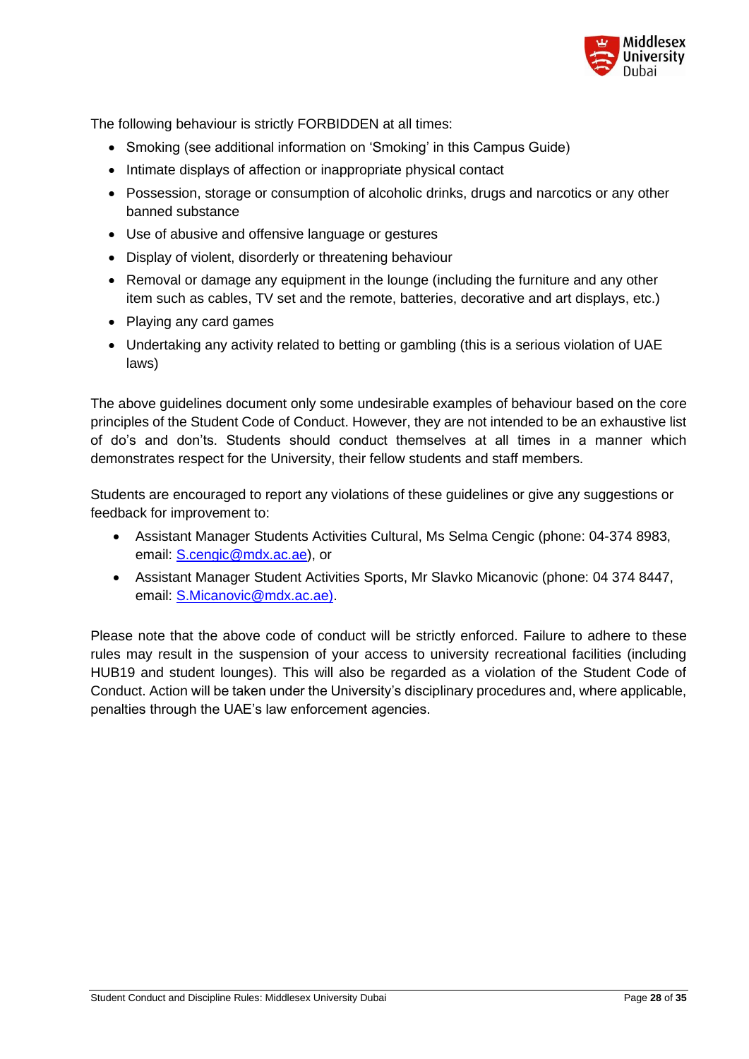The following behaviour is strictly FORBIDDEN at all times:

- Smoking (see additional information on 'Smoking' in this Campus Guide)
- Intimate displays of affection or inappropriate physical contact
- Possession, storage or consumption of alcoholic drinks, drugs and narcotics or any other banned substance
- Use of abusive and offensive language or gestures
- Display of violent, disorderly or threatening behaviour
- Removal or damage any equipment in the lounge (including the furniture and any other item such as cables, TV set and the remote, batteries, decorative and art displays, etc.)
- Playing any card games
- Undertaking any activity related to betting or gambling (this is a serious violation of UAE laws)

The above guidelines document only some undesirable examples of behaviour based on the core principles of the Student Code of Conduct. However, they are not intended to be an exhaustive list of do's and don'ts. Students should conduct themselves at all times in a manner which demonstrates respect for the University, their fellow students and staff members.

Students are encouraged to report any violations of these guidelines or give any suggestions or feedback for improvement to:

- Assistant Manager Students Activities Cultural, Ms Selma Cengic (phone: 04-374 8983, email: S.cengic@mdx.ac.ae), or
- Assistant Manager Student Activities Sports, Mr Slavko Micanovic (phone: 04 374 8447, email: S.Micanovic@mdx.ac.ae).

Please note that the above code of conduct will be strictly enforced. Failure to adhere to these rules may result in the suspension of your access to university recreational facilities (including HUB19 and student lounges). This will also be regarded as a violation of the Student Code of Conduct. Action will be taken under the University's disciplinary procedures and, where applicable, penalties through the UAE's law enforcement agencies.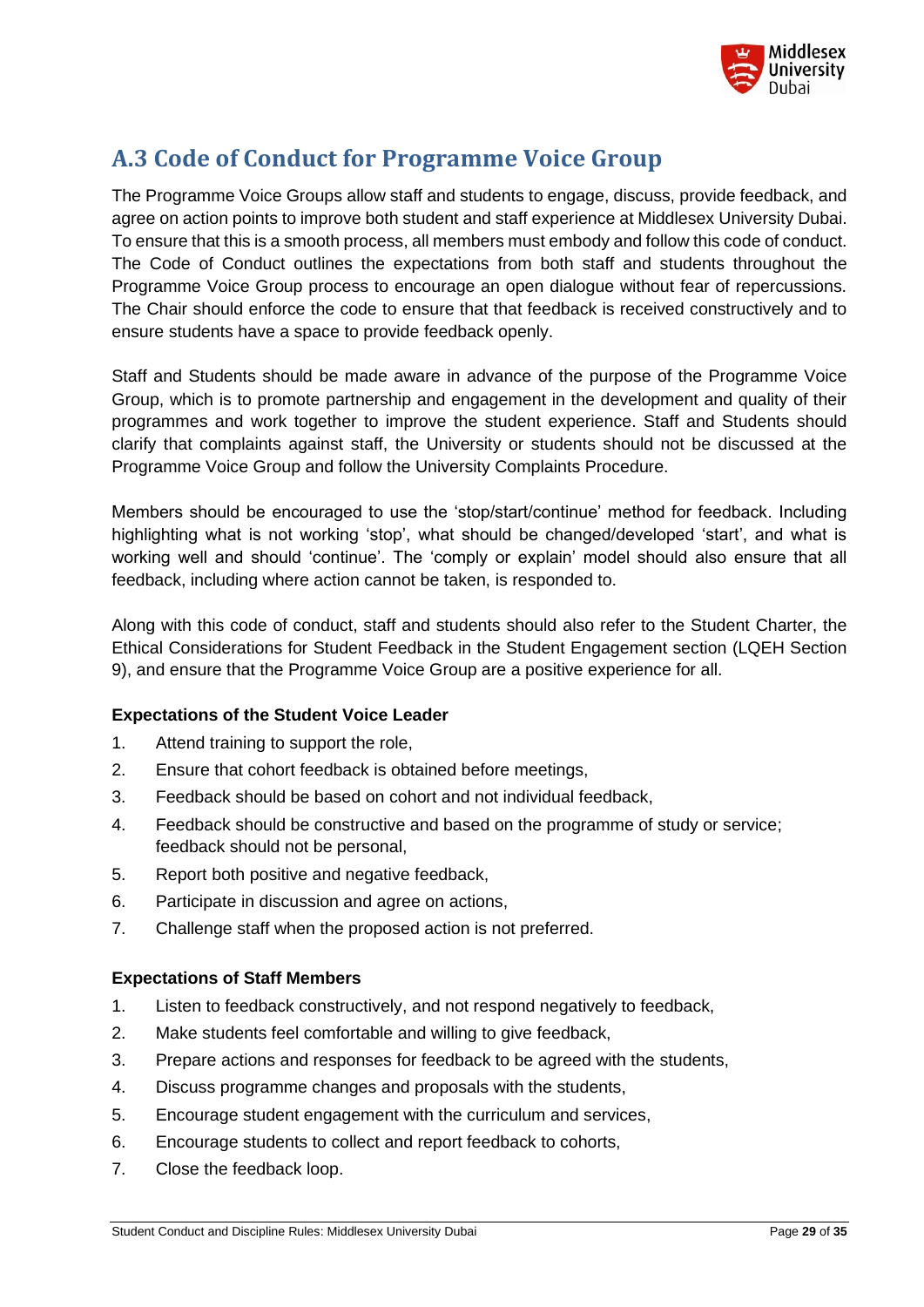## A.3 Code of Conduct for Programme Voice Group

The Programme Voice Groups allow staff and students to engage, discuss, provide feedback, and agree on action points to improve both student and staff experience at Middlesex University Dubai. To ensure that this is a smooth process, all members must embody and follow this code of conduct. The Code of Conduct outlines the expectations from both staff and students throughout the Programme Voice Group process to encourage an open dialogue without fear of repercussions. The Chair should enforce the code to ensure that that feedback is received constructively and to ensure students have a space to provide feedback openly.

Staff and Students should be made aware in advance of the purpose of the Programme Voice Group, which is to promote partnership and engagement in the development and quality of their programmes and work together to improve the student experience. Staff and Students should clarify that complaints against staff, the University or students should not be discussed at the Programme Voice Group and follow the University Complaints Procedure.

Members should be encouraged to use the 'stop/start/continue' method for feedback. Including highlighting what is not working 'stop', what should be changed/developed 'start', and what is working well and should 'continue'. The 'comply or explain' model should also ensure that all feedback, including where action cannot be taken, is responded to.

Along with this code of conduct, staff and students should also refer to the Student Charter, the Ethical Considerations for Student Feedback in the Student Engagement section (LQEH Section 9), and ensure that the Programme Voice Group are a positive experience for all.

**Expectations of the Student Voice Leader**

1. Attend training to support the role,
2. Ensure that cohort feedback is obtained before meetings,
3. Feedback should be based on cohort and not individual feedback,
4. Feedback should be constructive and based on the programme of study or service; feedback should not be personal,
5. Report both positive and negative feedback,
6. Participate in discussion and agree on actions,
7. Challenge staff when the proposed action is not preferred.

**Expectations of Staff Members**

1. Listen to feedback constructively, and not respond negatively to feedback,
2. Make students feel comfortable and willing to give feedback,
3. Prepare actions and responses for feedback to be agreed with the students,
4. Discuss programme changes and proposals with the students,
5. Encourage student engagement with the curriculum and services,
6. Encourage students to collect and report feedback to cohorts,
7. Close the feedback loop.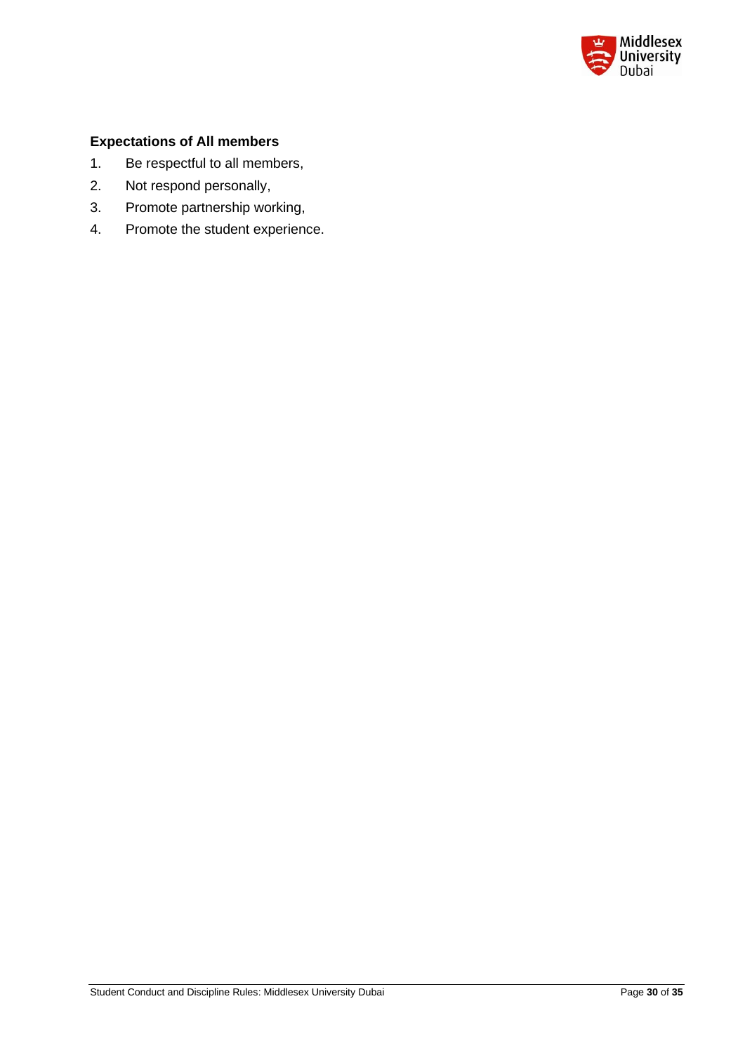**Expectations of All members**

1. Be respectful to all members,
2. Not respond personally,
3. Promote partnership working,
4. Promote the student experience.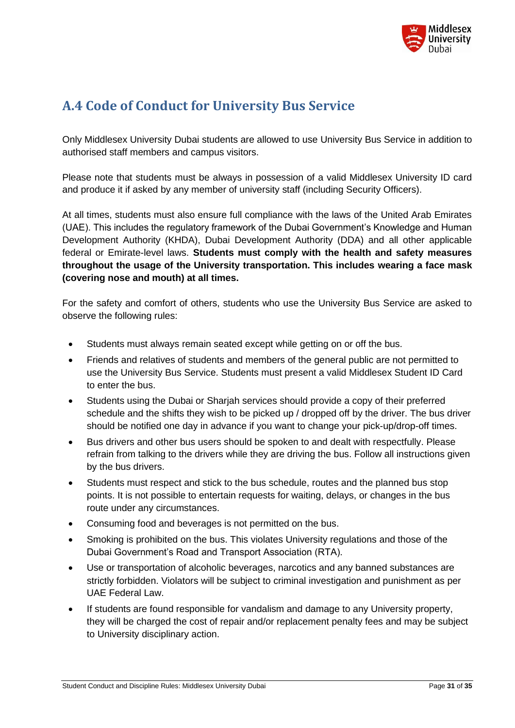## A.4 Code of Conduct for University Bus Service

Only Middlesex University Dubai students are allowed to use University Bus Service in addition to authorised staff members and campus visitors.

Please note that students must be always in possession of a valid Middlesex University ID card and produce it if asked by any member of university staff (including Security Officers).

At all times, students must also ensure full compliance with the laws of the United Arab Emirates (UAE). This includes the regulatory framework of the Dubai Government's Knowledge and Human Development Authority (KHDA), Dubai Development Authority (DDA) and all other applicable federal or Emirate-level laws. **Students must comply with the health and safety measures throughout the usage of the University transportation. This includes wearing a face mask (covering nose and mouth) at all times.**

For the safety and comfort of others, students who use the University Bus Service are asked to observe the following rules:

- Students must always remain seated except while getting on or off the bus.
- Friends and relatives of students and members of the general public are not permitted to use the University Bus Service. Students must present a valid Middlesex Student ID Card to enter the bus.
- Students using the Dubai or Sharjah services should provide a copy of their preferred schedule and the shifts they wish to be picked up / dropped off by the driver. The bus driver should be notified one day in advance if you want to change your pick-up/drop-off times.
- Bus drivers and other bus users should be spoken to and dealt with respectfully. Please refrain from talking to the drivers while they are driving the bus. Follow all instructions given by the bus drivers.
- Students must respect and stick to the bus schedule, routes and the planned bus stop points. It is not possible to entertain requests for waiting, delays, or changes in the bus route under any circumstances.
- Consuming food and beverages is not permitted on the bus.
- Smoking is prohibited on the bus. This violates University regulations and those of the Dubai Government's Road and Transport Association (RTA).
- Use or transportation of alcoholic beverages, narcotics and any banned substances are strictly forbidden. Violators will be subject to criminal investigation and punishment as per UAE Federal Law.
- If students are found responsible for vandalism and damage to any University property, they will be charged the cost of repair and/or replacement penalty fees and may be subject to University disciplinary action.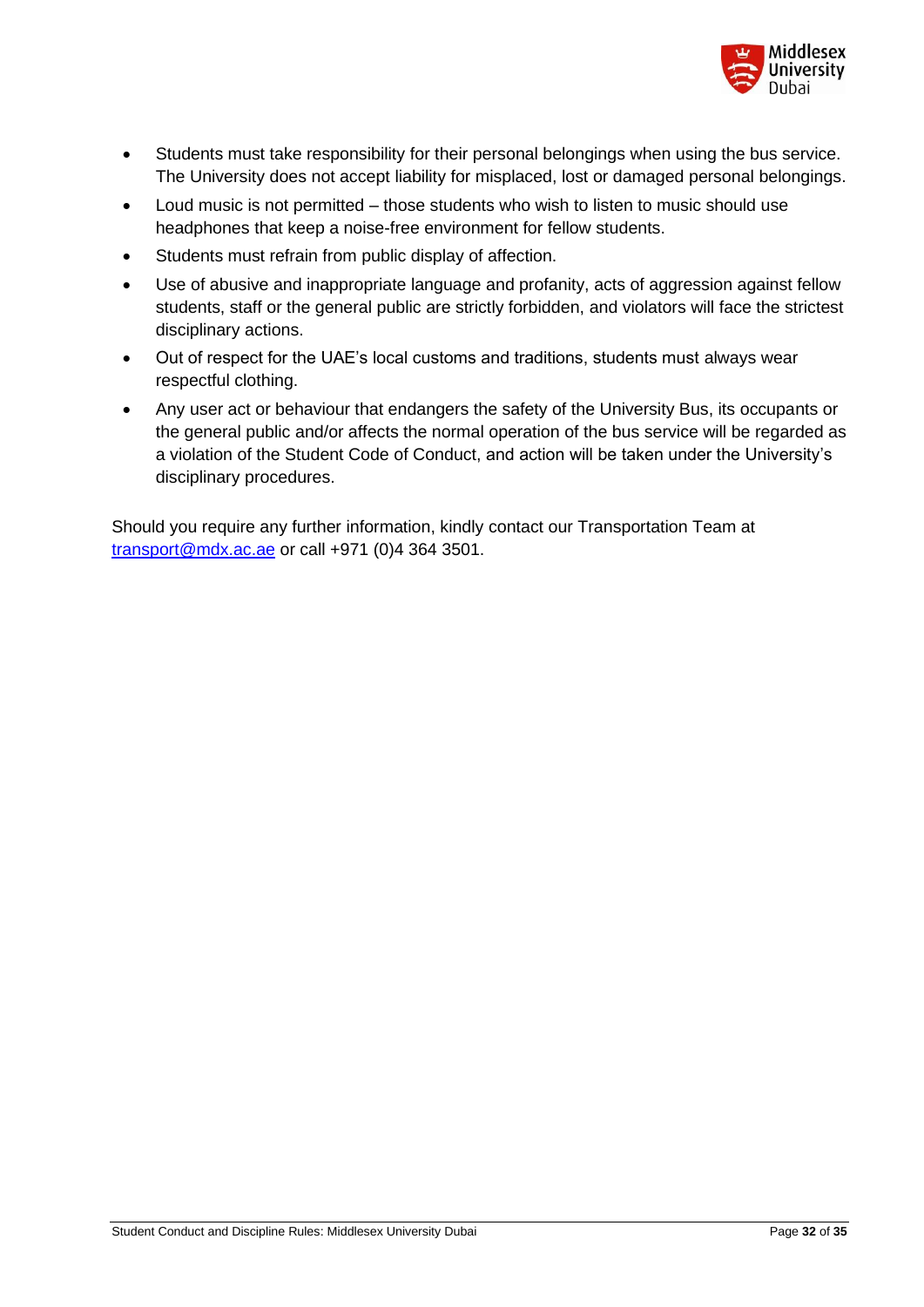- Students must take responsibility for their personal belongings when using the bus service. The University does not accept liability for misplaced, lost or damaged personal belongings.
- Loud music is not permitted – those students who wish to listen to music should use headphones that keep a noise-free environment for fellow students.
- Students must refrain from public display of affection.
- Use of abusive and inappropriate language and profanity, acts of aggression against fellow students, staff or the general public are strictly forbidden, and violators will face the strictest disciplinary actions.
- Out of respect for the UAE's local customs and traditions, students must always wear respectful clothing.
- Any user act or behaviour that endangers the safety of the University Bus, its occupants or the general public and/or affects the normal operation of the bus service will be regarded as a violation of the Student Code of Conduct, and action will be taken under the University's disciplinary procedures.

Should you require any further information, kindly contact our Transportation Team at [transport@mdx.ac.ae](mailto:transport@mdx.ac.ae) or call +971 (0)4 364 3501.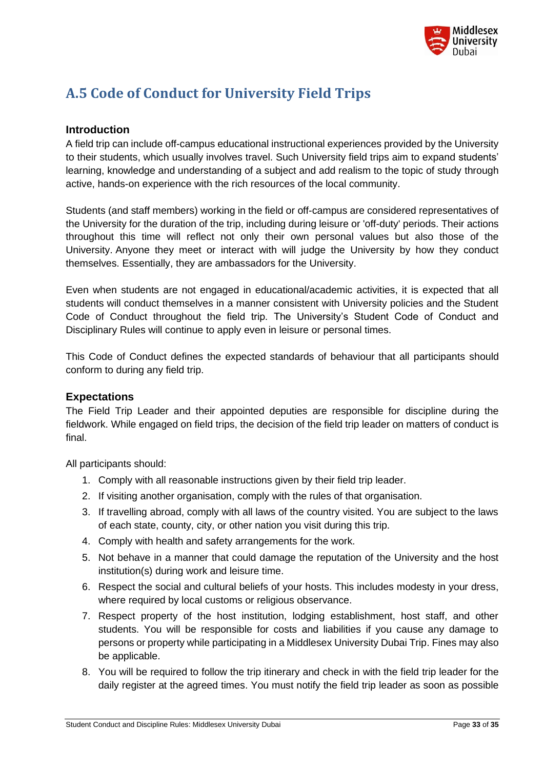## A.5 Code of Conduct for University Field Trips

### Introduction

A field trip can include off-campus educational instructional experiences provided by the University to their students, which usually involves travel. Such University field trips aim to expand students' learning, knowledge and understanding of a subject and add realism to the topic of study through active, hands-on experience with the rich resources of the local community.

Students (and staff members) working in the field or off-campus are considered representatives of the University for the duration of the trip, including during leisure or 'off-duty' periods. Their actions throughout this time will reflect not only their own personal values but also those of the University. Anyone they meet or interact with will judge the University by how they conduct themselves. Essentially, they are ambassadors for the University.

Even when students are not engaged in educational/academic activities, it is expected that all students will conduct themselves in a manner consistent with University policies and the Student Code of Conduct throughout the field trip. The University's Student Code of Conduct and Disciplinary Rules will continue to apply even in leisure or personal times.

This Code of Conduct defines the expected standards of behaviour that all participants should conform to during any field trip.

### Expectations

The Field Trip Leader and their appointed deputies are responsible for discipline during the fieldwork. While engaged on field trips, the decision of the field trip leader on matters of conduct is final.

All participants should:

1. Comply with all reasonable instructions given by their field trip leader.
2. If visiting another organisation, comply with the rules of that organisation.
3. If travelling abroad, comply with all laws of the country visited. You are subject to the laws of each state, county, city, or other nation you visit during this trip.
4. Comply with health and safety arrangements for the work.
5. Not behave in a manner that could damage the reputation of the University and the host institution(s) during work and leisure time.
6. Respect the social and cultural beliefs of your hosts. This includes modesty in your dress, where required by local customs or religious observance.
7. Respect property of the host institution, lodging establishment, host staff, and other students. You will be responsible for costs and liabilities if you cause any damage to persons or property while participating in a Middlesex University Dubai Trip. Fines may also be applicable.
8. You will be required to follow the trip itinerary and check in with the field trip leader for the daily register at the agreed times. You must notify the field trip leader as soon as possible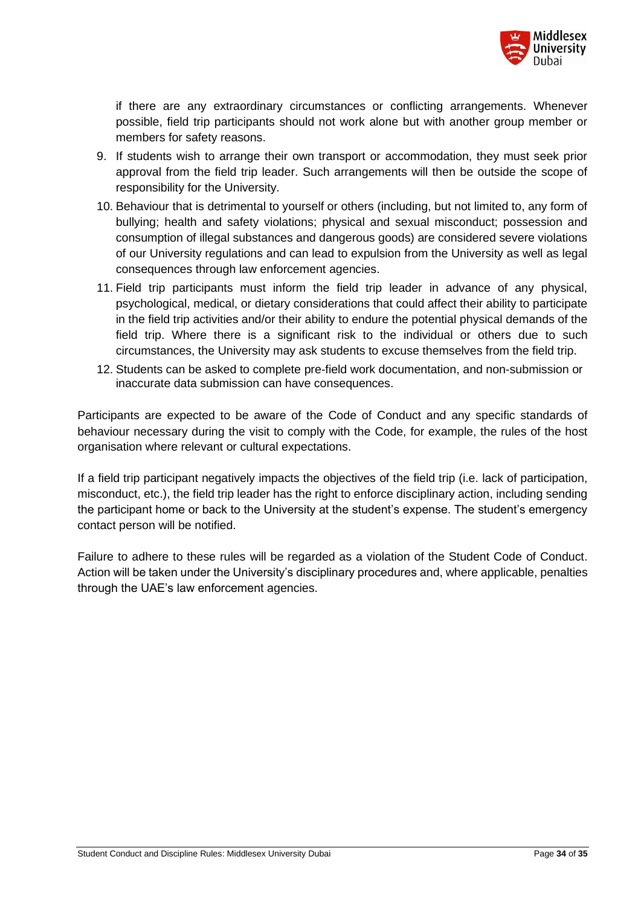if there are any extraordinary circumstances or conflicting arrangements. Whenever possible, field trip participants should not work alone but with another group member or members for safety reasons.

9. If students wish to arrange their own transport or accommodation, they must seek prior approval from the field trip leader. Such arrangements will then be outside the scope of responsibility for the University.
10. Behaviour that is detrimental to yourself or others (including, but not limited to, any form of bullying; health and safety violations; physical and sexual misconduct; possession and consumption of illegal substances and dangerous goods) are considered severe violations of our University regulations and can lead to expulsion from the University as well as legal consequences through law enforcement agencies.
11. Field trip participants must inform the field trip leader in advance of any physical, psychological, medical, or dietary considerations that could affect their ability to participate in the field trip activities and/or their ability to endure the potential physical demands of the field trip. Where there is a significant risk to the individual or others due to such circumstances, the University may ask students to excuse themselves from the field trip.
12. Students can be asked to complete pre-field work documentation, and non-submission or inaccurate data submission can have consequences.

Participants are expected to be aware of the Code of Conduct and any specific standards of behaviour necessary during the visit to comply with the Code, for example, the rules of the host organisation where relevant or cultural expectations.

If a field trip participant negatively impacts the objectives of the field trip (i.e. lack of participation, misconduct, etc.), the field trip leader has the right to enforce disciplinary action, including sending the participant home or back to the University at the student's expense. The student's emergency contact person will be notified.

Failure to adhere to these rules will be regarded as a violation of the Student Code of Conduct. Action will be taken under the University's disciplinary procedures and, where applicable, penalties through the UAE's law enforcement agencies.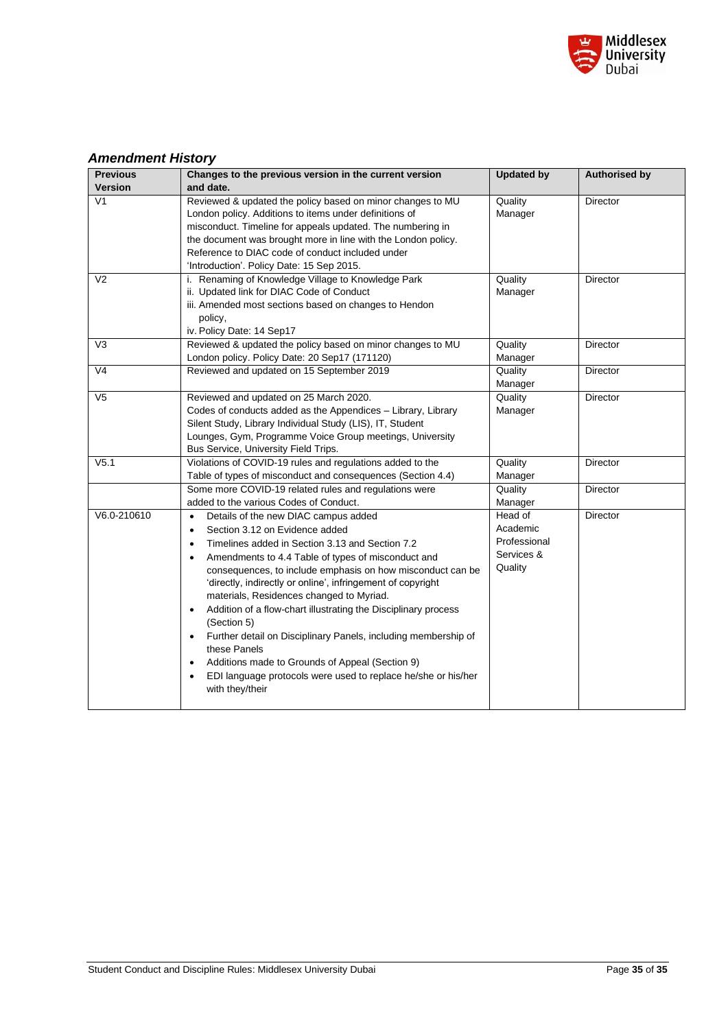## *Amendment History*

| Previous Version | Changes to the previous version in the current version and date. | Updated by | Authorised by |
|---|---|---|---|
| V1 | Reviewed & updated the policy based on minor changes to MU London policy. Additions to items under definitions of misconduct. Timeline for appeals updated. The numbering in the document was brought more in line with the London policy. Reference to DIAC code of conduct included under 'Introduction'. Policy Date: 15 Sep 2015. | Quality Manager | Director |
| V2 | i. Renaming of Knowledge Village to Knowledge Park<br>ii. Updated link for DIAC Code of Conduct<br>iii. Amended most sections based on changes to Hendon policy,<br>iv. Policy Date: 14 Sep17 | Quality Manager | Director |
| V3 | Reviewed & updated the policy based on minor changes to MU London policy. Policy Date: 20 Sep17 (171120) | Quality Manager | Director |
| V4 | Reviewed and updated on 15 September 2019 | Quality Manager | Director |
| V5 | Reviewed and updated on 25 March 2020.<br>Codes of conducts added as the Appendices – Library, Library Silent Study, Library Individual Study (LIS), IT, Student Lounges, Gym, Programme Voice Group meetings, University Bus Service, University Field Trips. | Quality Manager | Director |
| V5.1 | Violations of COVID-19 rules and regulations added to the Table of types of misconduct and consequences (Section 4.4) | Quality Manager | Director |
| | Some more COVID-19 related rules and regulations were added to the various Codes of Conduct. | Quality Manager | Director |
| V6.0-210610 | • Details of the new DIAC campus added<br>• Section 3.12 on Evidence added<br>• Timelines added in Section 3.13 and Section 7.2<br>• Amendments to 4.4 Table of types of misconduct and consequences, to include emphasis on how misconduct can be 'directly, indirectly or online', infringement of copyright materials, Residences changed to Myriad.<br>• Addition of a flow-chart illustrating the Disciplinary process (Section 5)<br>• Further detail on Disciplinary Panels, including membership of these Panels<br>• Additions made to Grounds of Appeal (Section 9)<br>• EDI language protocols were used to replace he/she or his/her with they/their | Head of Academic Professional Services & Quality | Director |